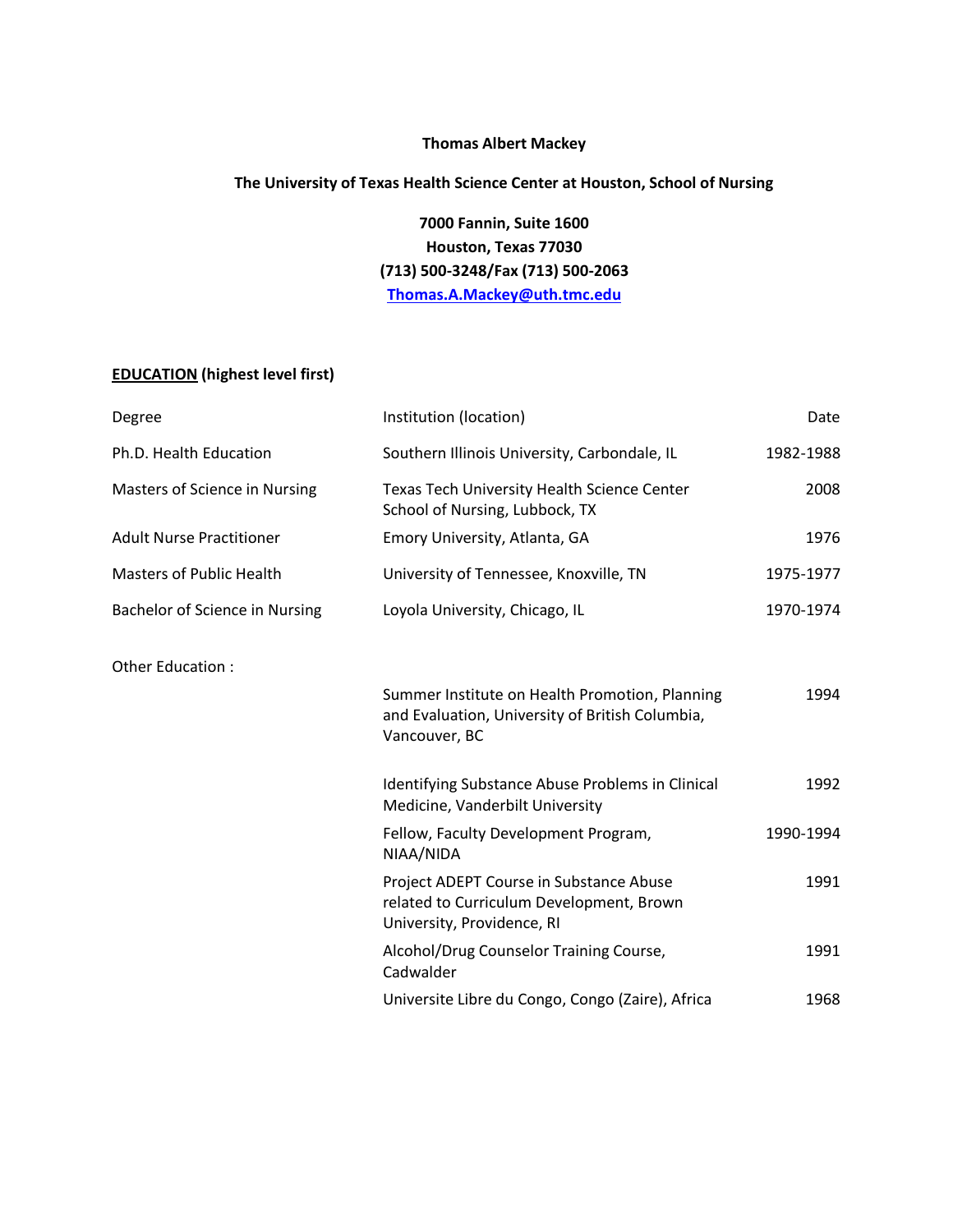**Thomas Albert Mackey**

**The University of Texas Health Science Center at Houston, School of Nursing**

**7000 Fannin, Suite 1600**
**Houston, Texas 77030**
**(713) 500-3248/Fax (713) 500-2063**
**Thomas.A.Mackey@uth.tmc.edu**

## EDUCATION (highest level first)

| Degree | Institution (location) | Date |
|---|---|---|
| Ph.D. Health Education | Southern Illinois University, Carbondale, IL | 1982-1988 |
| Masters of Science in Nursing | Texas Tech University Health Science Center School of Nursing, Lubbock, TX | 2008 |
| Adult Nurse Practitioner | Emory University, Atlanta, GA | 1976 |
| Masters of Public Health | University of Tennessee, Knoxville, TN | 1975-1977 |
| Bachelor of Science in Nursing | Loyola University, Chicago, IL | 1970-1974 |

Other Education :

| | | |
|---|---|---|
| | Summer Institute on Health Promotion, Planning and Evaluation, University of British Columbia, Vancouver, BC | 1994 |
| | Identifying Substance Abuse Problems in Clinical Medicine, Vanderbilt University | 1992 |
| | Fellow, Faculty Development Program, NIAA/NIDA | 1990-1994 |
| | Project ADEPT Course in Substance Abuse related to Curriculum Development, Brown University, Providence, RI | 1991 |
| | Alcohol/Drug Counselor Training Course, Cadwalder | 1991 |
| | Universite Libre du Congo, Congo (Zaire), Africa | 1968 |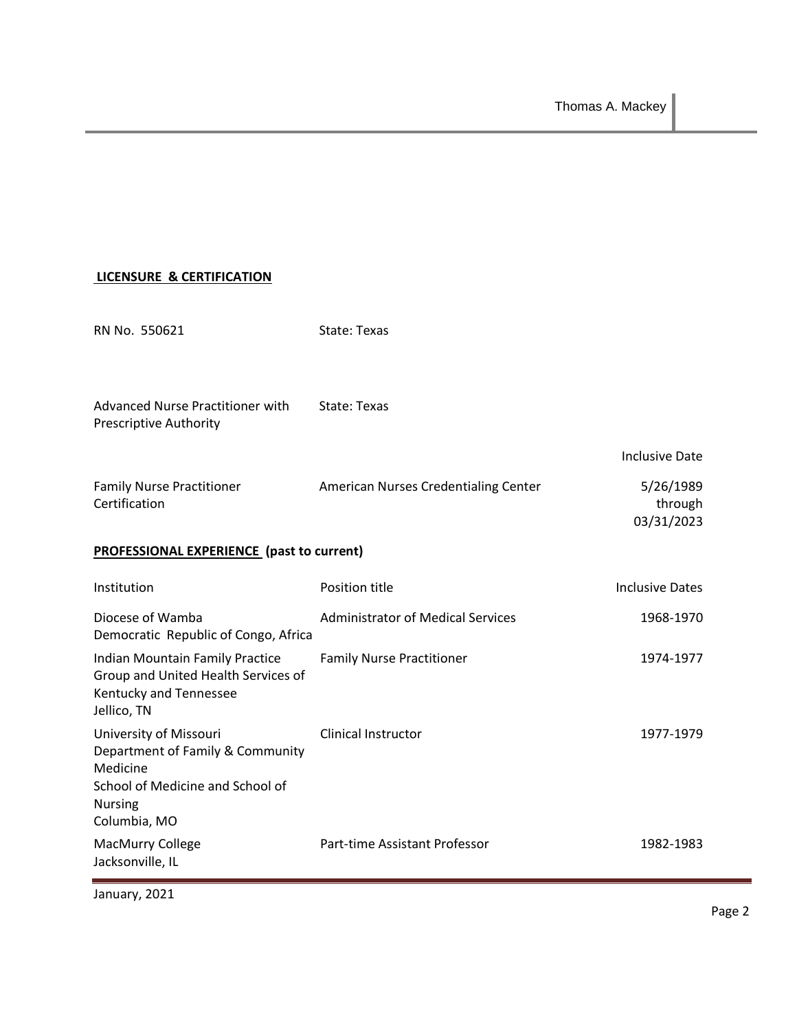**LICENSURE & CERTIFICATION**

| | | |
|---|---|---|
| RN No. 550621 | State: Texas | |
| Advanced Nurse Practitioner with Prescriptive Authority | State: Texas | |
| | | Inclusive Date |
| Family Nurse Practitioner Certification | American Nurses Credentialing Center | 5/26/1989 through 03/31/2023 |

**PROFESSIONAL EXPERIENCE (past to current)**

| Institution | Position title | Inclusive Dates |
|---|---|---|
| Diocese of Wamba<br>Democratic Republic of Congo, Africa | Administrator of Medical Services | 1968-1970 |
| Indian Mountain Family Practice Group and United Health Services of Kentucky and Tennessee<br>Jellico, TN | Family Nurse Practitioner | 1974-1977 |
| University of Missouri<br>Department of Family & Community Medicine<br>School of Medicine and School of Nursing<br>Columbia, MO | Clinical Instructor | 1977-1979 |
| MacMurry College<br>Jacksonville, IL | Part-time Assistant Professor | 1982-1983 |

January, 2021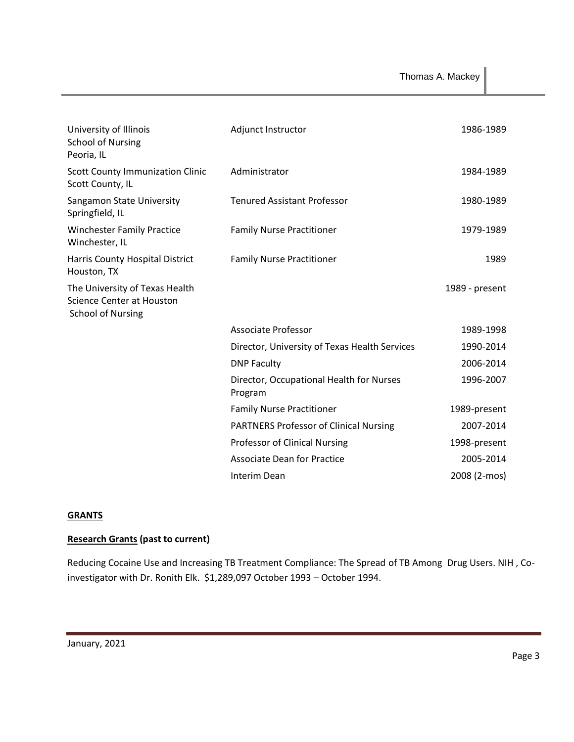| | | |
|---|---|---|
| University of Illinois<br>School of Nursing<br>Peoria, IL | Adjunct Instructor | 1986-1989 |
| Scott County Immunization Clinic<br>Scott County, IL | Administrator | 1984-1989 |
| Sangamon State University<br>Springfield, IL | Tenured Assistant Professor | 1980-1989 |
| Winchester Family Practice<br>Winchester, IL | Family Nurse Practitioner | 1979-1989 |
| Harris County Hospital District<br>Houston, TX | Family Nurse Practitioner | 1989 |
| The University of Texas Health Science Center at Houston<br>School of Nursing | | 1989 - present |
| | Associate Professor | 1989-1998 |
| | Director, University of Texas Health Services | 1990-2014 |
| | DNP Faculty | 2006-2014 |
| | Director, Occupational Health for Nurses Program | 1996-2007 |
| | Family Nurse Practitioner | 1989-present |
| | PARTNERS Professor of Clinical Nursing | 2007-2014 |
| | Professor of Clinical Nursing | 1998-present |
| | Associate Dean for Practice | 2005-2014 |
| | Interim Dean | 2008 (2-mos) |

## GRANTS

### Research Grants (past to current)

Reducing Cocaine Use and Increasing TB Treatment Compliance: The Spread of TB Among Drug Users. NIH , Co-investigator with Dr. Ronith Elk. $1,289,097 October 1993 – October 1994.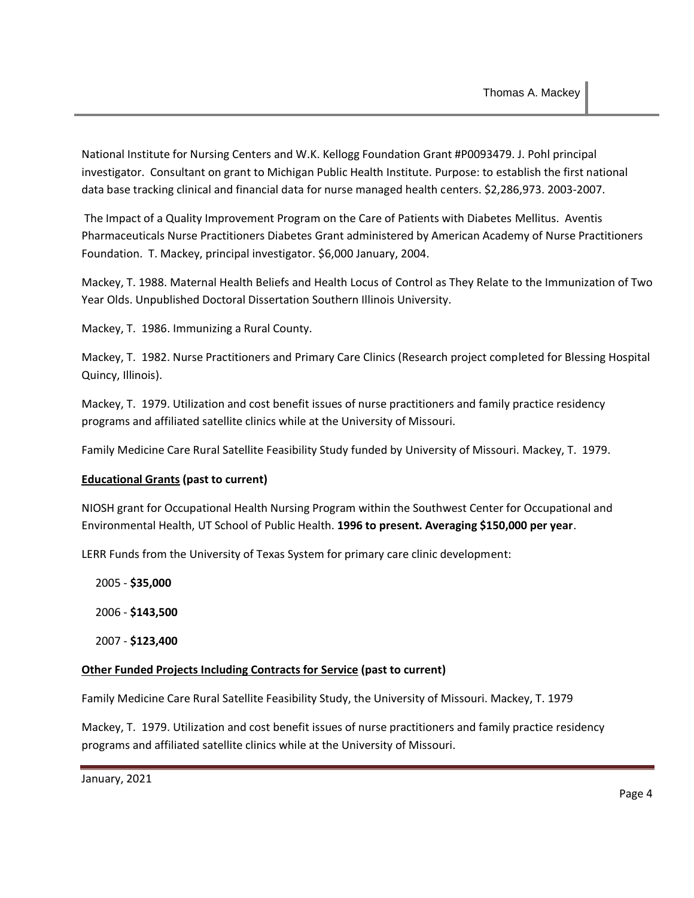National Institute for Nursing Centers and W.K. Kellogg Foundation Grant #P0093479. J. Pohl principal investigator. Consultant on grant to Michigan Public Health Institute. Purpose: to establish the first national data base tracking clinical and financial data for nurse managed health centers. $2,286,973. 2003-2007.

The Impact of a Quality Improvement Program on the Care of Patients with Diabetes Mellitus. Aventis Pharmaceuticals Nurse Practitioners Diabetes Grant administered by American Academy of Nurse Practitioners Foundation. T. Mackey, principal investigator. $6,000 January, 2004.

Mackey, T. 1988. Maternal Health Beliefs and Health Locus of Control as They Relate to the Immunization of Two Year Olds. Unpublished Doctoral Dissertation Southern Illinois University.

Mackey, T. 1986. Immunizing a Rural County.

Mackey, T. 1982. Nurse Practitioners and Primary Care Clinics (Research project completed for Blessing Hospital Quincy, Illinois).

Mackey, T. 1979. Utilization and cost benefit issues of nurse practitioners and family practice residency programs and affiliated satellite clinics while at the University of Missouri.

Family Medicine Care Rural Satellite Feasibility Study funded by University of Missouri. Mackey, T. 1979.

**<u>Educational Grants</u> (past to current)**

NIOSH grant for Occupational Health Nursing Program within the Southwest Center for Occupational and Environmental Health, UT School of Public Health. **1996 to present. Averaging $150,000 per year**.

LERR Funds from the University of Texas System for primary care clinic development:

2005 - **$35,000**

2006 - **$143,500**

2007 - **$123,400**

**<u>Other Funded Projects Including Contracts for Service</u> (past to current)**

Family Medicine Care Rural Satellite Feasibility Study, the University of Missouri. Mackey, T. 1979

Mackey, T. 1979. Utilization and cost benefit issues of nurse practitioners and family practice residency programs and affiliated satellite clinics while at the University of Missouri.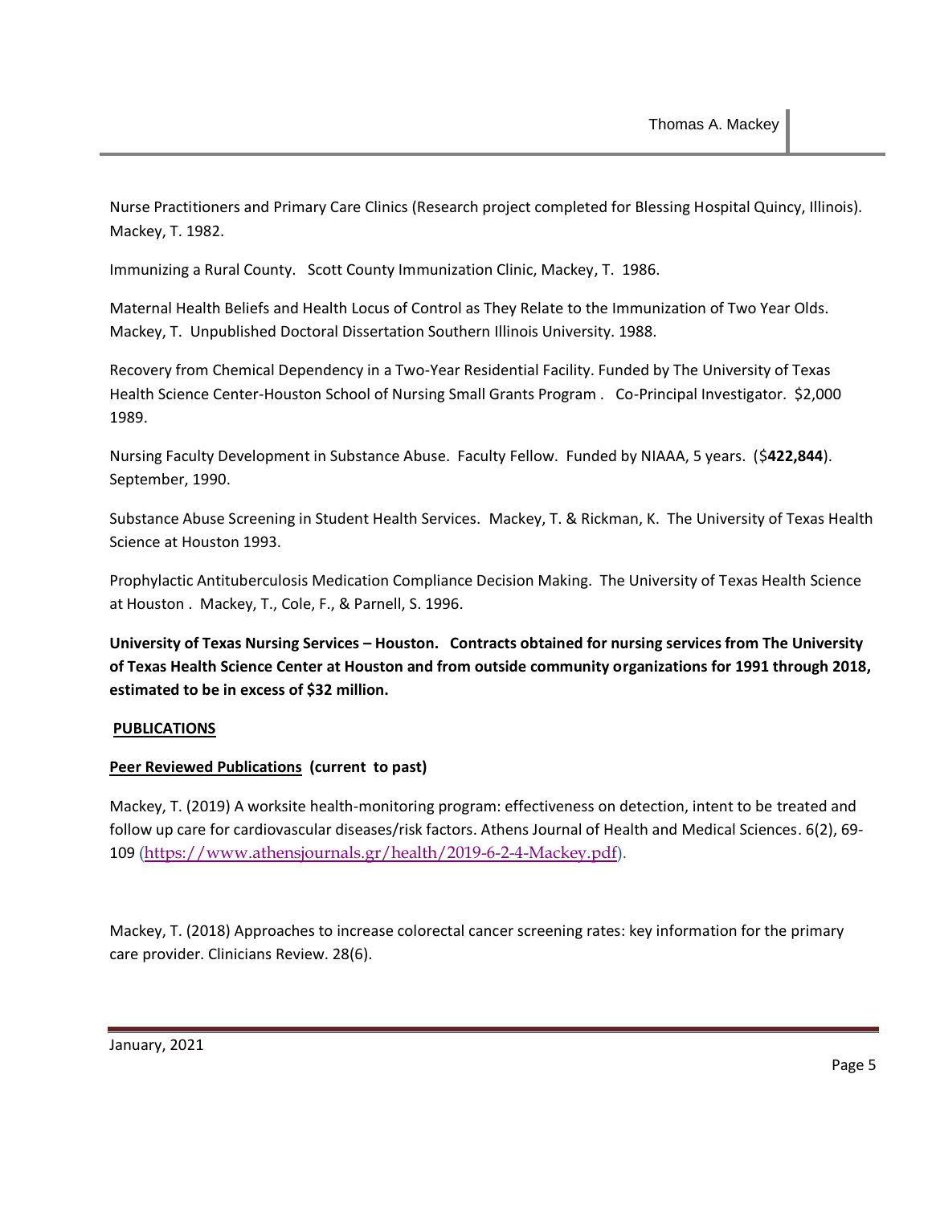Nurse Practitioners and Primary Care Clinics (Research project completed for Blessing Hospital Quincy, Illinois). Mackey, T. 1982.

Immunizing a Rural County. Scott County Immunization Clinic, Mackey, T. 1986.

Maternal Health Beliefs and Health Locus of Control as They Relate to the Immunization of Two Year Olds. Mackey, T. Unpublished Doctoral Dissertation Southern Illinois University. 1988.

Recovery from Chemical Dependency in a Two-Year Residential Facility. Funded by The University of Texas Health Science Center-Houston School of Nursing Small Grants Program . Co-Principal Investigator. $2,000 1989.

Nursing Faculty Development in Substance Abuse. Faculty Fellow. Funded by NIAAA, 5 years. ($**422,844**). September, 1990.

Substance Abuse Screening in Student Health Services. Mackey, T. & Rickman, K. The University of Texas Health Science at Houston 1993.

Prophylactic Antituberculosis Medication Compliance Decision Making. The University of Texas Health Science at Houston . Mackey, T., Cole, F., & Parnell, S. 1996.

**University of Texas Nursing Services – Houston. Contracts obtained for nursing services from The University of Texas Health Science Center at Houston and from outside community organizations for 1991 through 2018, estimated to be in excess of $32 million.**

## PUBLICATIONS

### Peer Reviewed Publications (current to past)

Mackey, T. (2019) A worksite health-monitoring program: effectiveness on detection, intent to be treated and follow up care for cardiovascular diseases/risk factors. Athens Journal of Health and Medical Sciences. 6(2), 69-109 (https://www.athensjournals.gr/health/2019-6-2-4-Mackey.pdf).

Mackey, T. (2018) Approaches to increase colorectal cancer screening rates: key information for the primary care provider. Clinicians Review. 28(6).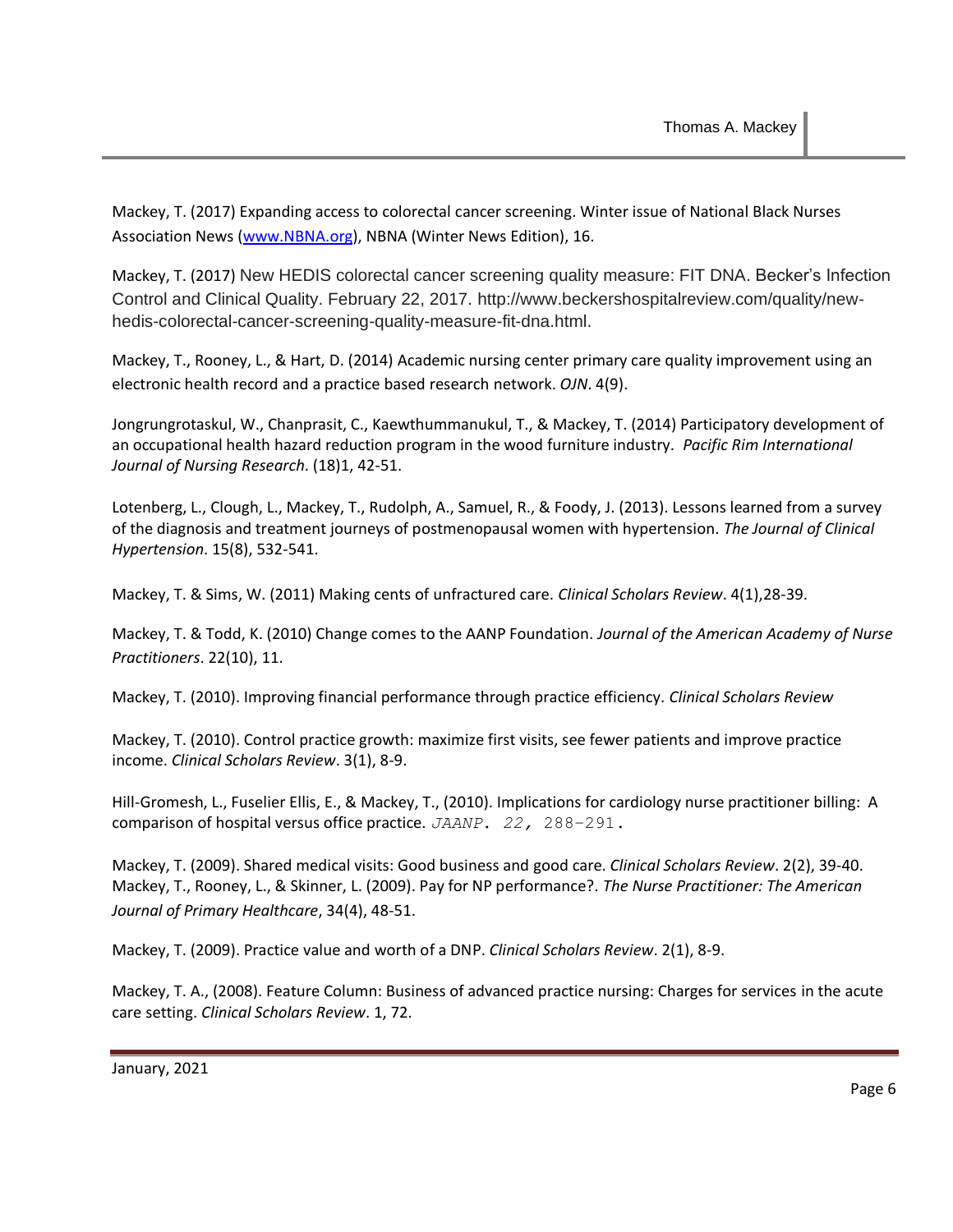Mackey, T. (2017) Expanding access to colorectal cancer screening. Winter issue of National Black Nurses Association News (www.NBNA.org), NBNA (Winter News Edition), 16.

Mackey, T. (2017) New HEDIS colorectal cancer screening quality measure: FIT DNA. Becker's Infection Control and Clinical Quality. February 22, 2017. http://www.beckershospitalreview.com/quality/new-hedis-colorectal-cancer-screening-quality-measure-fit-dna.html.

Mackey, T., Rooney, L., & Hart, D. (2014) Academic nursing center primary care quality improvement using an electronic health record and a practice based research network. *OJN*. 4(9).

Jongrungrotaskul, W., Chanprasit, C., Kaewthummanukul, T., & Mackey, T. (2014) Participatory development of an occupational health hazard reduction program in the wood furniture industry. *Pacific Rim International Journal of Nursing Research*. (18)1, 42-51.

Lotenberg, L., Clough, L., Mackey, T., Rudolph, A., Samuel, R., & Foody, J. (2013). Lessons learned from a survey of the diagnosis and treatment journeys of postmenopausal women with hypertension. *The Journal of Clinical Hypertension*. 15(8), 532-541.

Mackey, T. & Sims, W. (2011) Making cents of unfractured care. *Clinical Scholars Review*. 4(1),28-39.

Mackey, T. & Todd, K. (2010) Change comes to the AANP Foundation. *Journal of the American Academy of Nurse Practitioners*. 22(10), 11.

Mackey, T. (2010). Improving financial performance through practice efficiency. *Clinical Scholars Review*

Mackey, T. (2010). Control practice growth: maximize first visits, see fewer patients and improve practice income. *Clinical Scholars Review*. 3(1), 8-9.

Hill-Gromesh, L., Fuselier Ellis, E., & Mackey, T., (2010). Implications for cardiology nurse practitioner billing: A comparison of hospital versus office practice. *JAANP*. *22*, 288-291.

Mackey, T. (2009). Shared medical visits: Good business and good care. *Clinical Scholars Review*. 2(2), 39-40.
Mackey, T., Rooney, L., & Skinner, L. (2009). Pay for NP performance?. *The Nurse Practitioner: The American Journal of Primary Healthcare*, 34(4), 48-51.

Mackey, T. (2009). Practice value and worth of a DNP. *Clinical Scholars Review*. 2(1), 8-9.

Mackey, T. A., (2008). Feature Column: Business of advanced practice nursing: Charges for services in the acute care setting. *Clinical Scholars Review*. 1, 72.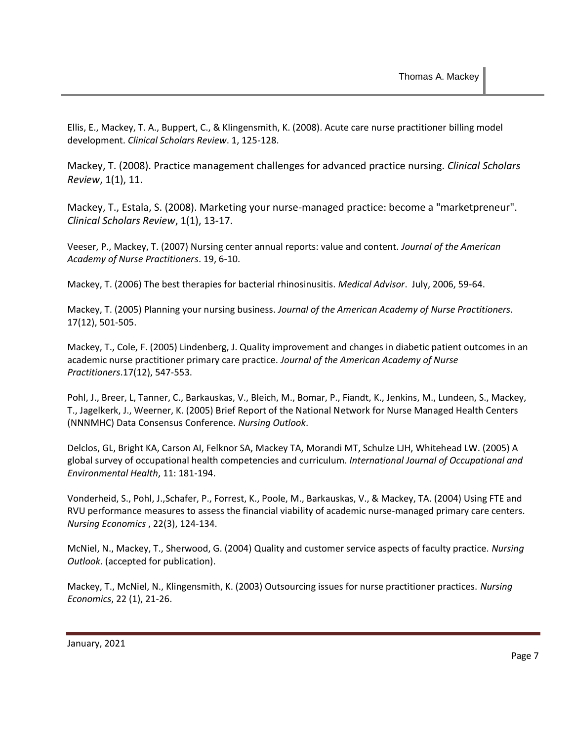Ellis, E., Mackey, T. A., Buppert, C., & Klingensmith, K. (2008). Acute care nurse practitioner billing model development. *Clinical Scholars Review*. 1, 125-128.

Mackey, T. (2008). Practice management challenges for advanced practice nursing. *Clinical Scholars Review*, 1(1), 11.

Mackey, T., Estala, S. (2008). Marketing your nurse-managed practice: become a "marketpreneur". *Clinical Scholars Review*, 1(1), 13-17.

Veeser, P., Mackey, T. (2007) Nursing center annual reports: value and content. *Journal of the American Academy of Nurse Practitioners*. 19, 6-10.

Mackey, T. (2006) The best therapies for bacterial rhinosinusitis. *Medical Advisor*. July, 2006, 59-64.

Mackey, T. (2005) Planning your nursing business. *Journal of the American Academy of Nurse Practitioners.* 17(12), 501-505.

Mackey, T., Cole, F. (2005) Lindenberg, J. Quality improvement and changes in diabetic patient outcomes in an academic nurse practitioner primary care practice. *Journal of the American Academy of Nurse Practitioners*.17(12), 547-553.

Pohl, J., Breer, L, Tanner, C., Barkauskas, V., Bleich, M., Bomar, P., Fiandt, K., Jenkins, M., Lundeen, S., Mackey, T., Jagelkerk, J., Weerner, K. (2005) Brief Report of the National Network for Nurse Managed Health Centers (NNNMHC) Data Consensus Conference. *Nursing Outlook*.

Delclos, GL, Bright KA, Carson AI, Felknor SA, Mackey TA, Morandi MT, Schulze LJH, Whitehead LW. (2005) A global survey of occupational health competencies and curriculum. *International Journal of Occupational and Environmental Health*, 11: 181-194.

Vonderheid, S., Pohl, J.,Schafer, P., Forrest, K., Poole, M., Barkauskas, V., & Mackey, TA. (2004) Using FTE and RVU performance measures to assess the financial viability of academic nurse-managed primary care centers. *Nursing Economics* , 22(3), 124-134.

McNiel, N., Mackey, T., Sherwood, G. (2004) Quality and customer service aspects of faculty practice. *Nursing Outlook*. (accepted for publication).

Mackey, T., McNiel, N., Klingensmith, K. (2003) Outsourcing issues for nurse practitioner practices. *Nursing Economics*, 22 (1), 21-26.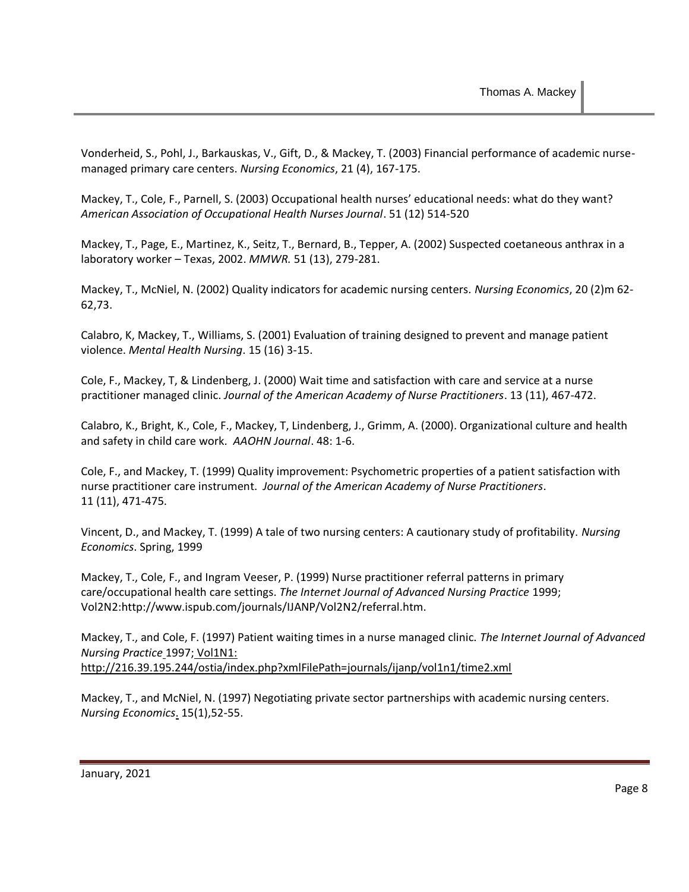Vonderheid, S., Pohl, J., Barkauskas, V., Gift, D., & Mackey, T. (2003) Financial performance of academic nurse-managed primary care centers. *Nursing Economics*, 21 (4), 167-175.

Mackey, T., Cole, F., Parnell, S. (2003) Occupational health nurses' educational needs: what do they want? *American Association of Occupational Health Nurses Journal*. 51 (12) 514-520

Mackey, T., Page, E., Martinez, K., Seitz, T., Bernard, B., Tepper, A. (2002) Suspected coetaneous anthrax in a laboratory worker – Texas, 2002. *MMWR.* 51 (13), 279-281.

Mackey, T., McNiel, N. (2002) Quality indicators for academic nursing centers. *Nursing Economics*, 20 (2)m 62-62,73.

Calabro, K, Mackey, T., Williams, S. (2001) Evaluation of training designed to prevent and manage patient violence. *Mental Health Nursing*. 15 (16) 3-15.

Cole, F., Mackey, T, & Lindenberg, J. (2000) Wait time and satisfaction with care and service at a nurse practitioner managed clinic. *Journal of the American Academy of Nurse Practitioners*. 13 (11), 467-472.

Calabro, K., Bright, K., Cole, F., Mackey, T, Lindenberg, J., Grimm, A. (2000). Organizational culture and health and safety in child care work. *AAOHN Journal*. 48: 1-6.

Cole, F., and Mackey, T. (1999) Quality improvement: Psychometric properties of a patient satisfaction with nurse practitioner care instrument. *Journal of the American Academy of Nurse Practitioners*. 11 (11), 471-475.

Vincent, D., and Mackey, T. (1999) A tale of two nursing centers: A cautionary study of profitability. *Nursing Economics*. Spring, 1999

Mackey, T., Cole, F., and Ingram Veeser, P. (1999) Nurse practitioner referral patterns in primary care/occupational health care settings. *The Internet Journal of Advanced Nursing Practice* 1999; Vol2N2:http://www.ispub.com/journals/IJANP/Vol2N2/referral.htm.

Mackey, T., and Cole, F. (1997) Patient waiting times in a nurse managed clinic. *The Internet Journal of Advanced Nursing Practice* 1997; Vol1N1: http://216.39.195.244/ostia/index.php?xmlFilePath=journals/ijanp/vol1n1/time2.xml

Mackey, T., and McNiel, N. (1997) Negotiating private sector partnerships with academic nursing centers. *Nursing Economics*. 15(1),52-55.

January, 2021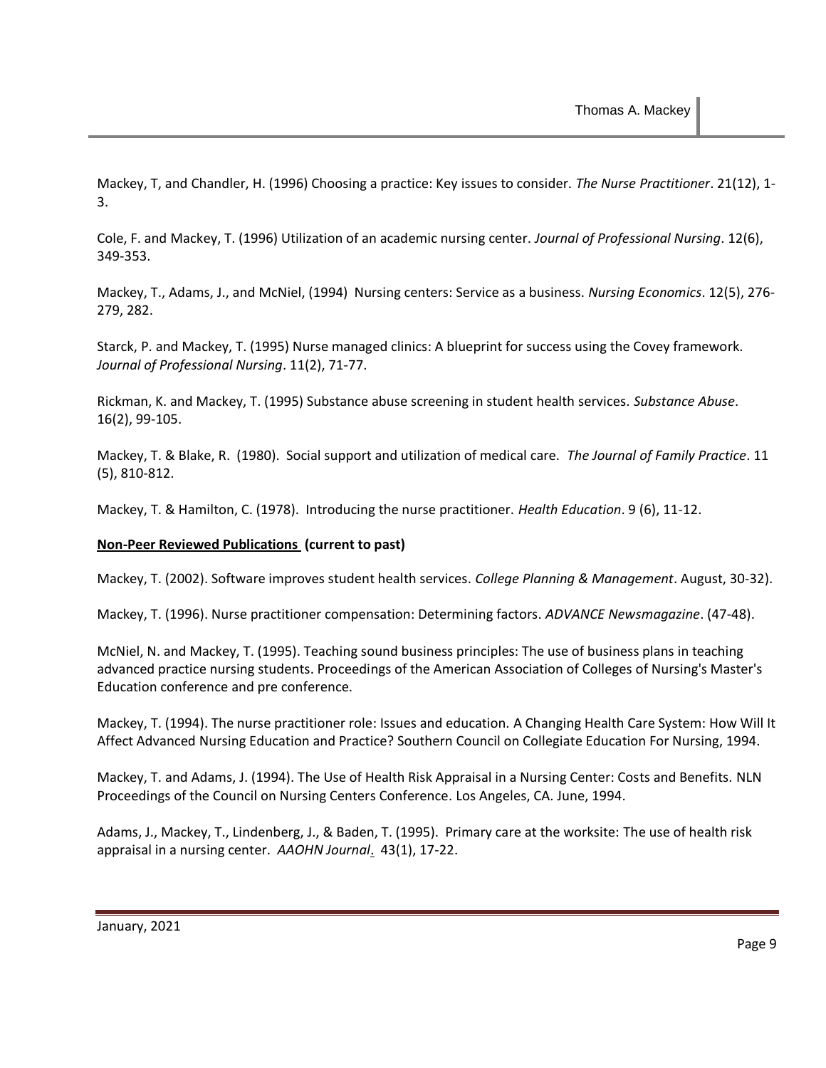Mackey, T, and Chandler, H. (1996) Choosing a practice: Key issues to consider. *The Nurse Practitioner*. 21(12), 1-3.

Cole, F. and Mackey, T. (1996) Utilization of an academic nursing center. *Journal of Professional Nursing*. 12(6), 349-353.

Mackey, T., Adams, J., and McNiel, (1994) Nursing centers: Service as a business. *Nursing Economics*. 12(5), 276-279, 282.

Starck, P. and Mackey, T. (1995) Nurse managed clinics: A blueprint for success using the Covey framework. *Journal of Professional Nursing*. 11(2), 71-77.

Rickman, K. and Mackey, T. (1995) Substance abuse screening in student health services. *Substance Abuse*. 16(2), 99-105.

Mackey, T. & Blake, R. (1980). Social support and utilization of medical care. *The Journal of Family Practice*. 11 (5), 810-812.

Mackey, T. & Hamilton, C. (1978). Introducing the nurse practitioner. *Health Education*. 9 (6), 11-12.

**Non-Peer Reviewed Publications (current to past)**

Mackey, T. (2002). Software improves student health services. *College Planning & Management*. August, 30-32).

Mackey, T. (1996). Nurse practitioner compensation: Determining factors. *ADVANCE Newsmagazine*. (47-48).

McNiel, N. and Mackey, T. (1995). Teaching sound business principles: The use of business plans in teaching advanced practice nursing students. Proceedings of the American Association of Colleges of Nursing's Master's Education conference and pre conference.

Mackey, T. (1994). The nurse practitioner role: Issues and education. A Changing Health Care System: How Will It Affect Advanced Nursing Education and Practice? Southern Council on Collegiate Education For Nursing, 1994.

Mackey, T. and Adams, J. (1994). The Use of Health Risk Appraisal in a Nursing Center: Costs and Benefits. NLN Proceedings of the Council on Nursing Centers Conference. Los Angeles, CA. June, 1994.

Adams, J., Mackey, T., Lindenberg, J., & Baden, T. (1995). Primary care at the worksite: The use of health risk appraisal in a nursing center. *AAOHN Journal*. 43(1), 17-22.

January, 2021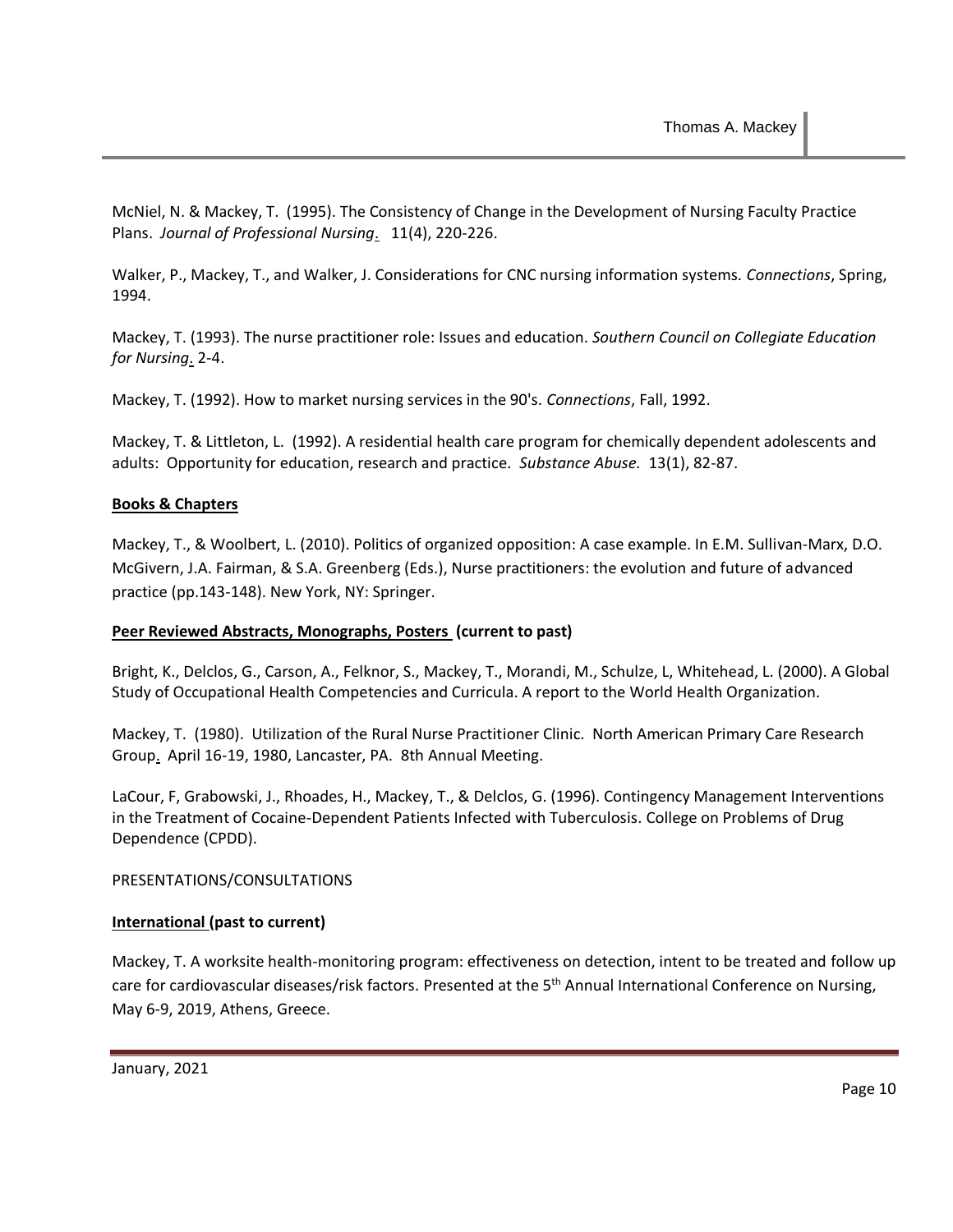McNiel, N. & Mackey, T. (1995). The Consistency of Change in the Development of Nursing Faculty Practice Plans. *Journal of Professional Nursing*. 11(4), 220-226.

Walker, P., Mackey, T., and Walker, J. Considerations for CNC nursing information systems. *Connections*, Spring, 1994.

Mackey, T. (1993). The nurse practitioner role: Issues and education. *Southern Council on Collegiate Education for Nursing*. 2-4.

Mackey, T. (1992). How to market nursing services in the 90's. *Connections*, Fall, 1992.

Mackey, T. & Littleton, L. (1992). A residential health care program for chemically dependent adolescents and adults: Opportunity for education, research and practice. *Substance Abuse.* 13(1), 82-87.

**Books & Chapters**

Mackey, T., & Woolbert, L. (2010). Politics of organized opposition: A case example. In E.M. Sullivan-Marx, D.O. McGivern, J.A. Fairman, & S.A. Greenberg (Eds.), Nurse practitioners: the evolution and future of advanced practice (pp.143-148). New York, NY: Springer.

**Peer Reviewed Abstracts, Monographs, Posters (current to past)**

Bright, K., Delclos, G., Carson, A., Felknor, S., Mackey, T., Morandi, M., Schulze, L, Whitehead, L. (2000). A Global Study of Occupational Health Competencies and Curricula. A report to the World Health Organization.

Mackey, T. (1980). Utilization of the Rural Nurse Practitioner Clinic. North American Primary Care Research Group. April 16-19, 1980, Lancaster, PA. 8th Annual Meeting.

LaCour, F, Grabowski, J., Rhoades, H., Mackey, T., & Delclos, G. (1996). Contingency Management Interventions in the Treatment of Cocaine-Dependent Patients Infected with Tuberculosis. College on Problems of Drug Dependence (CPDD).

PRESENTATIONS/CONSULTATIONS

**International (past to current)**

Mackey, T. A worksite health-monitoring program: effectiveness on detection, intent to be treated and follow up care for cardiovascular diseases/risk factors. Presented at the 5th Annual International Conference on Nursing, May 6-9, 2019, Athens, Greece.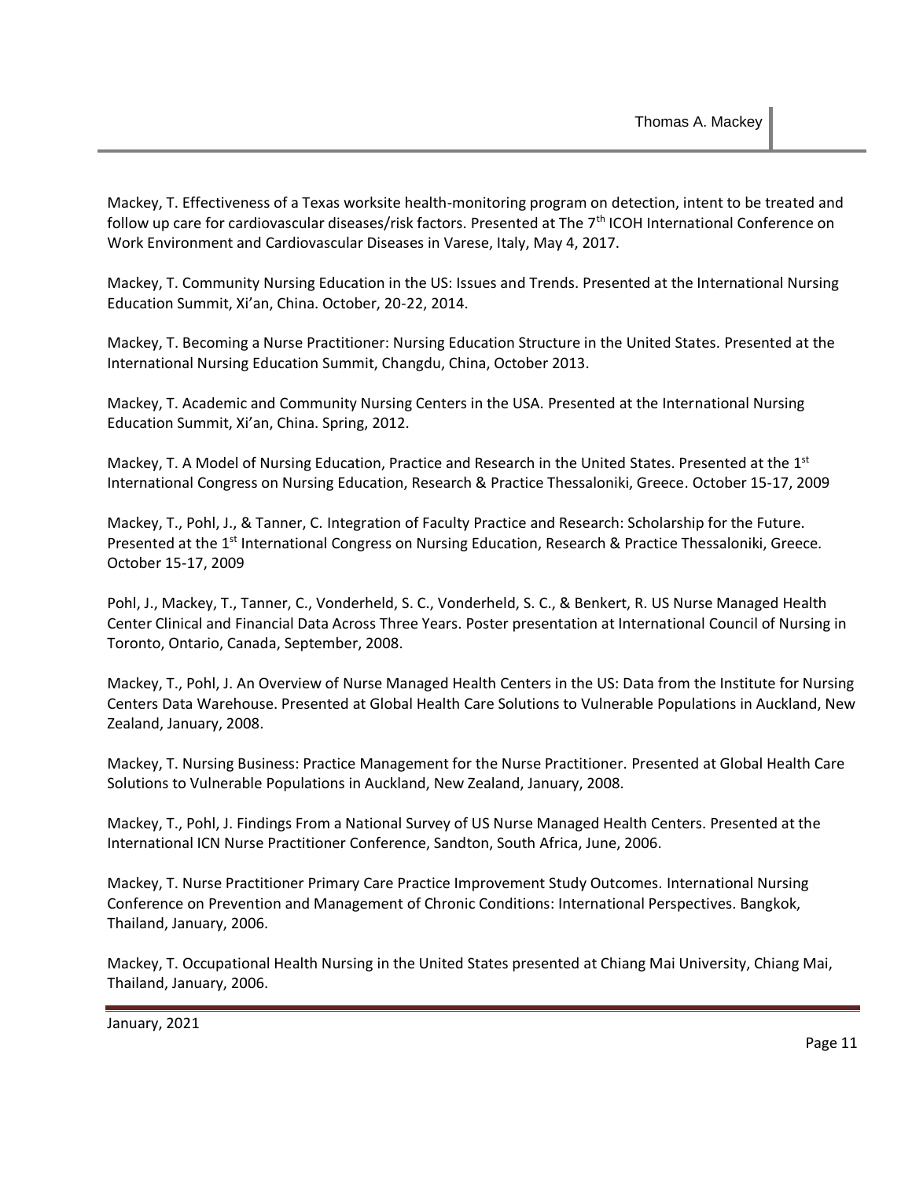Mackey, T. Effectiveness of a Texas worksite health-monitoring program on detection, intent to be treated and follow up care for cardiovascular diseases/risk factors. Presented at The 7th ICOH International Conference on Work Environment and Cardiovascular Diseases in Varese, Italy, May 4, 2017.

Mackey, T. Community Nursing Education in the US: Issues and Trends. Presented at the International Nursing Education Summit, Xi'an, China. October, 20-22, 2014.

Mackey, T. Becoming a Nurse Practitioner: Nursing Education Structure in the United States. Presented at the International Nursing Education Summit, Changdu, China, October 2013.

Mackey, T. Academic and Community Nursing Centers in the USA. Presented at the International Nursing Education Summit, Xi'an, China. Spring, 2012.

Mackey, T. A Model of Nursing Education, Practice and Research in the United States. Presented at the 1st International Congress on Nursing Education, Research & Practice Thessaloniki, Greece. October 15-17, 2009

Mackey, T., Pohl, J., & Tanner, C. Integration of Faculty Practice and Research: Scholarship for the Future. Presented at the 1st International Congress on Nursing Education, Research & Practice Thessaloniki, Greece. October 15-17, 2009

Pohl, J., Mackey, T., Tanner, C., Vonderheld, S. C., Vonderheld, S. C., & Benkert, R. US Nurse Managed Health Center Clinical and Financial Data Across Three Years. Poster presentation at International Council of Nursing in Toronto, Ontario, Canada, September, 2008.

Mackey, T., Pohl, J. An Overview of Nurse Managed Health Centers in the US: Data from the Institute for Nursing Centers Data Warehouse. Presented at Global Health Care Solutions to Vulnerable Populations in Auckland, New Zealand, January, 2008.

Mackey, T. Nursing Business: Practice Management for the Nurse Practitioner. Presented at Global Health Care Solutions to Vulnerable Populations in Auckland, New Zealand, January, 2008.

Mackey, T., Pohl, J. Findings From a National Survey of US Nurse Managed Health Centers. Presented at the International ICN Nurse Practitioner Conference, Sandton, South Africa, June, 2006.

Mackey, T. Nurse Practitioner Primary Care Practice Improvement Study Outcomes. International Nursing Conference on Prevention and Management of Chronic Conditions: International Perspectives. Bangkok, Thailand, January, 2006.

Mackey, T. Occupational Health Nursing in the United States presented at Chiang Mai University, Chiang Mai, Thailand, January, 2006.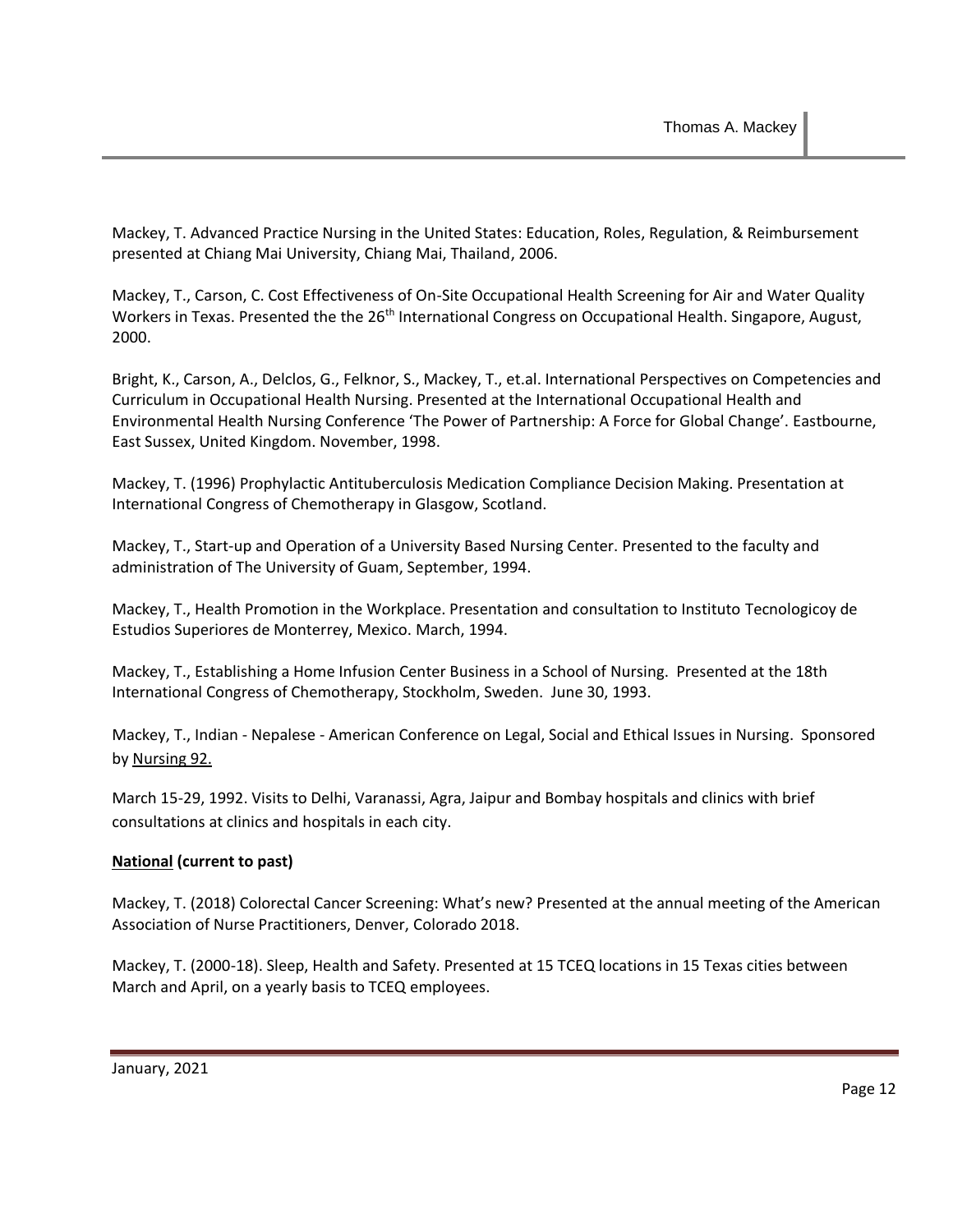Mackey, T. Advanced Practice Nursing in the United States: Education, Roles, Regulation, & Reimbursement presented at Chiang Mai University, Chiang Mai, Thailand, 2006.

Mackey, T., Carson, C. Cost Effectiveness of On-Site Occupational Health Screening for Air and Water Quality Workers in Texas. Presented the the 26th International Congress on Occupational Health. Singapore, August, 2000.

Bright, K., Carson, A., Delclos, G., Felknor, S., Mackey, T., et.al. International Perspectives on Competencies and Curriculum in Occupational Health Nursing. Presented at the International Occupational Health and Environmental Health Nursing Conference 'The Power of Partnership: A Force for Global Change'. Eastbourne, East Sussex, United Kingdom. November, 1998.

Mackey, T. (1996) Prophylactic Antituberculosis Medication Compliance Decision Making. Presentation at International Congress of Chemotherapy in Glasgow, Scotland.

Mackey, T., Start-up and Operation of a University Based Nursing Center. Presented to the faculty and administration of The University of Guam, September, 1994.

Mackey, T., Health Promotion in the Workplace. Presentation and consultation to Instituto Tecnologicoy de Estudios Superiores de Monterrey, Mexico. March, 1994.

Mackey, T., Establishing a Home Infusion Center Business in a School of Nursing. Presented at the 18th International Congress of Chemotherapy, Stockholm, Sweden. June 30, 1993.

Mackey, T., Indian - Nepalese - American Conference on Legal, Social and Ethical Issues in Nursing. Sponsored by Nursing 92.

March 15-29, 1992. Visits to Delhi, Varanassi, Agra, Jaipur and Bombay hospitals and clinics with brief consultations at clinics and hospitals in each city.

**National (current to past)**

Mackey, T. (2018) Colorectal Cancer Screening: What's new? Presented at the annual meeting of the American Association of Nurse Practitioners, Denver, Colorado 2018.

Mackey, T. (2000-18). Sleep, Health and Safety. Presented at 15 TCEQ locations in 15 Texas cities between March and April, on a yearly basis to TCEQ employees.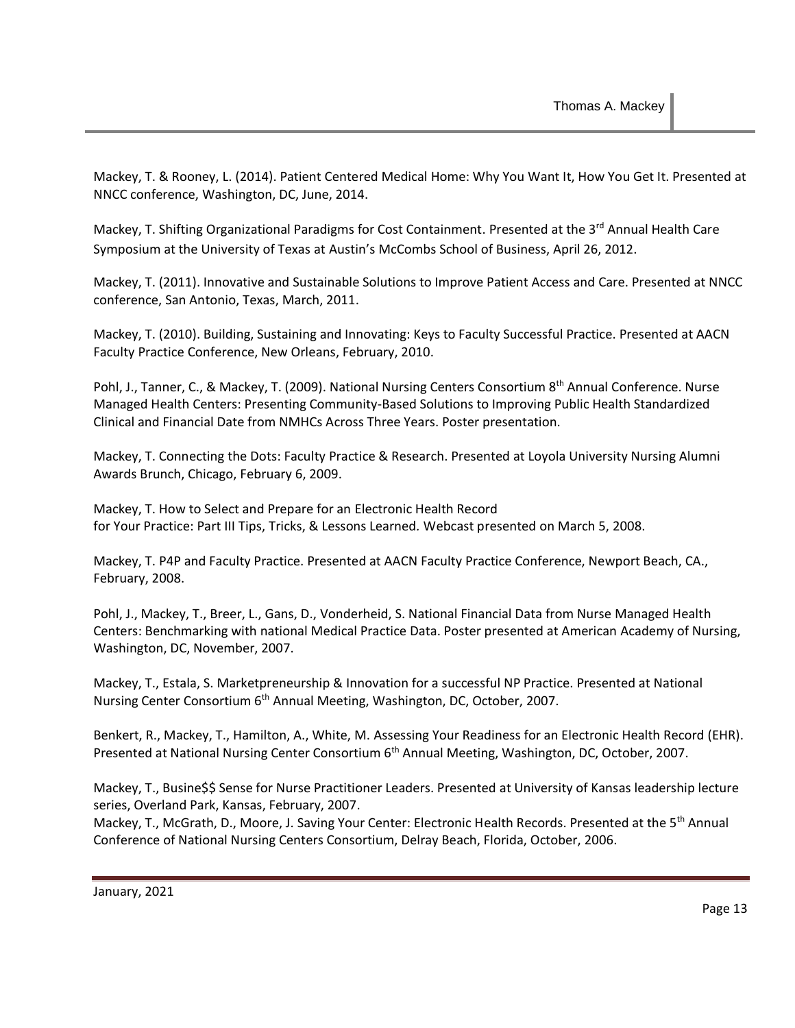Mackey, T. & Rooney, L. (2014). Patient Centered Medical Home: Why You Want It, How You Get It. Presented at NNCC conference, Washington, DC, June, 2014.

Mackey, T. Shifting Organizational Paradigms for Cost Containment. Presented at the 3rd Annual Health Care Symposium at the University of Texas at Austin's McCombs School of Business, April 26, 2012.

Mackey, T. (2011). Innovative and Sustainable Solutions to Improve Patient Access and Care. Presented at NNCC conference, San Antonio, Texas, March, 2011.

Mackey, T. (2010). Building, Sustaining and Innovating: Keys to Faculty Successful Practice. Presented at AACN Faculty Practice Conference, New Orleans, February, 2010.

Pohl, J., Tanner, C., & Mackey, T. (2009). National Nursing Centers Consortium 8th Annual Conference. Nurse Managed Health Centers: Presenting Community-Based Solutions to Improving Public Health Standardized Clinical and Financial Date from NMHCs Across Three Years. Poster presentation.

Mackey, T. Connecting the Dots: Faculty Practice & Research. Presented at Loyola University Nursing Alumni Awards Brunch, Chicago, February 6, 2009.

Mackey, T. How to Select and Prepare for an Electronic Health Record for Your Practice: Part III Tips, Tricks, & Lessons Learned. Webcast presented on March 5, 2008.

Mackey, T. P4P and Faculty Practice. Presented at AACN Faculty Practice Conference, Newport Beach, CA., February, 2008.

Pohl, J., Mackey, T., Breer, L., Gans, D., Vonderheid, S. National Financial Data from Nurse Managed Health Centers: Benchmarking with national Medical Practice Data. Poster presented at American Academy of Nursing, Washington, DC, November, 2007.

Mackey, T., Estala, S. Marketpreneurship & Innovation for a successful NP Practice. Presented at National Nursing Center Consortium 6th Annual Meeting, Washington, DC, October, 2007.

Benkert, R., Mackey, T., Hamilton, A., White, M. Assessing Your Readiness for an Electronic Health Record (EHR). Presented at National Nursing Center Consortium 6th Annual Meeting, Washington, DC, October, 2007.

Mackey, T., Busine$$ Sense for Nurse Practitioner Leaders. Presented at University of Kansas leadership lecture series, Overland Park, Kansas, February, 2007.

Mackey, T., McGrath, D., Moore, J. Saving Your Center: Electronic Health Records. Presented at the 5th Annual Conference of National Nursing Centers Consortium, Delray Beach, Florida, October, 2006.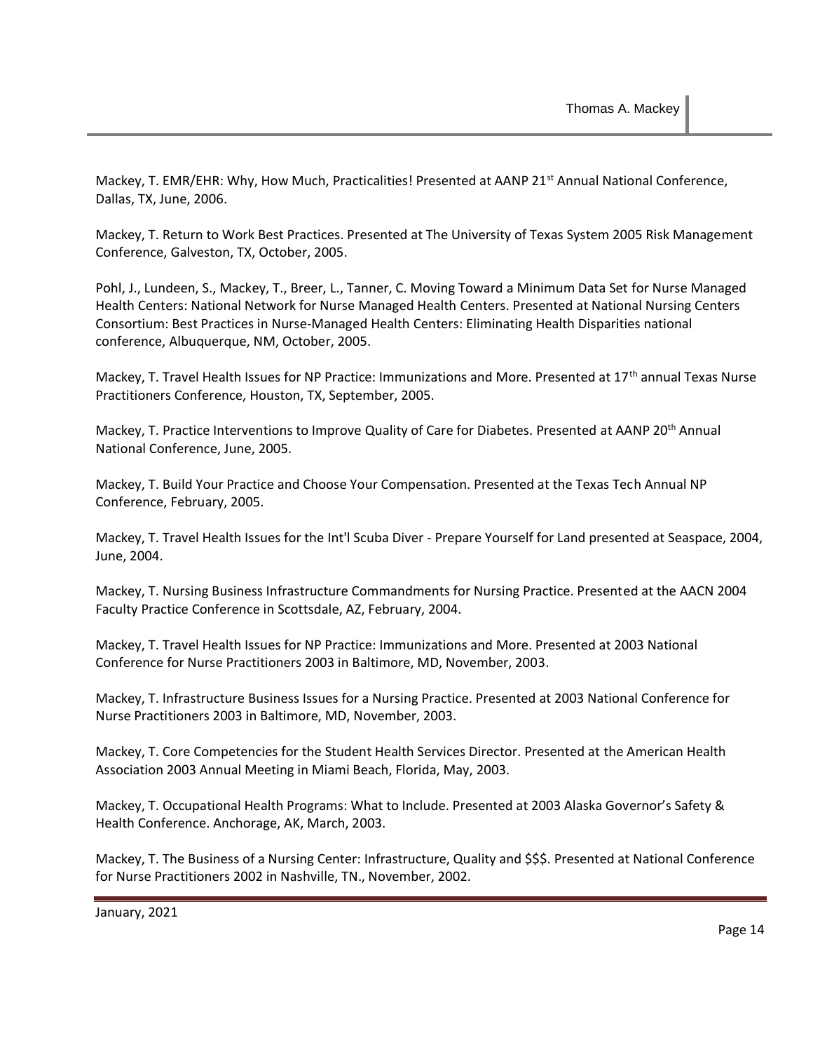Mackey, T. EMR/EHR: Why, How Much, Practicalities! Presented at AANP 21st Annual National Conference, Dallas, TX, June, 2006.

Mackey, T. Return to Work Best Practices. Presented at The University of Texas System 2005 Risk Management Conference, Galveston, TX, October, 2005.

Pohl, J., Lundeen, S., Mackey, T., Breer, L., Tanner, C. Moving Toward a Minimum Data Set for Nurse Managed Health Centers: National Network for Nurse Managed Health Centers. Presented at National Nursing Centers Consortium: Best Practices in Nurse-Managed Health Centers: Eliminating Health Disparities national conference, Albuquerque, NM, October, 2005.

Mackey, T. Travel Health Issues for NP Practice: Immunizations and More. Presented at 17th annual Texas Nurse Practitioners Conference, Houston, TX, September, 2005.

Mackey, T. Practice Interventions to Improve Quality of Care for Diabetes. Presented at AANP 20th Annual National Conference, June, 2005.

Mackey, T. Build Your Practice and Choose Your Compensation. Presented at the Texas Tech Annual NP Conference, February, 2005.

Mackey, T. Travel Health Issues for the Int'l Scuba Diver - Prepare Yourself for Land presented at Seaspace, 2004, June, 2004.

Mackey, T. Nursing Business Infrastructure Commandments for Nursing Practice. Presented at the AACN 2004 Faculty Practice Conference in Scottsdale, AZ, February, 2004.

Mackey, T. Travel Health Issues for NP Practice: Immunizations and More. Presented at 2003 National Conference for Nurse Practitioners 2003 in Baltimore, MD, November, 2003.

Mackey, T. Infrastructure Business Issues for a Nursing Practice. Presented at 2003 National Conference for Nurse Practitioners 2003 in Baltimore, MD, November, 2003.

Mackey, T. Core Competencies for the Student Health Services Director. Presented at the American Health Association 2003 Annual Meeting in Miami Beach, Florida, May, 2003.

Mackey, T. Occupational Health Programs: What to Include. Presented at 2003 Alaska Governor's Safety & Health Conference. Anchorage, AK, March, 2003.

Mackey, T. The Business of a Nursing Center: Infrastructure, Quality and $$$. Presented at National Conference for Nurse Practitioners 2002 in Nashville, TN., November, 2002.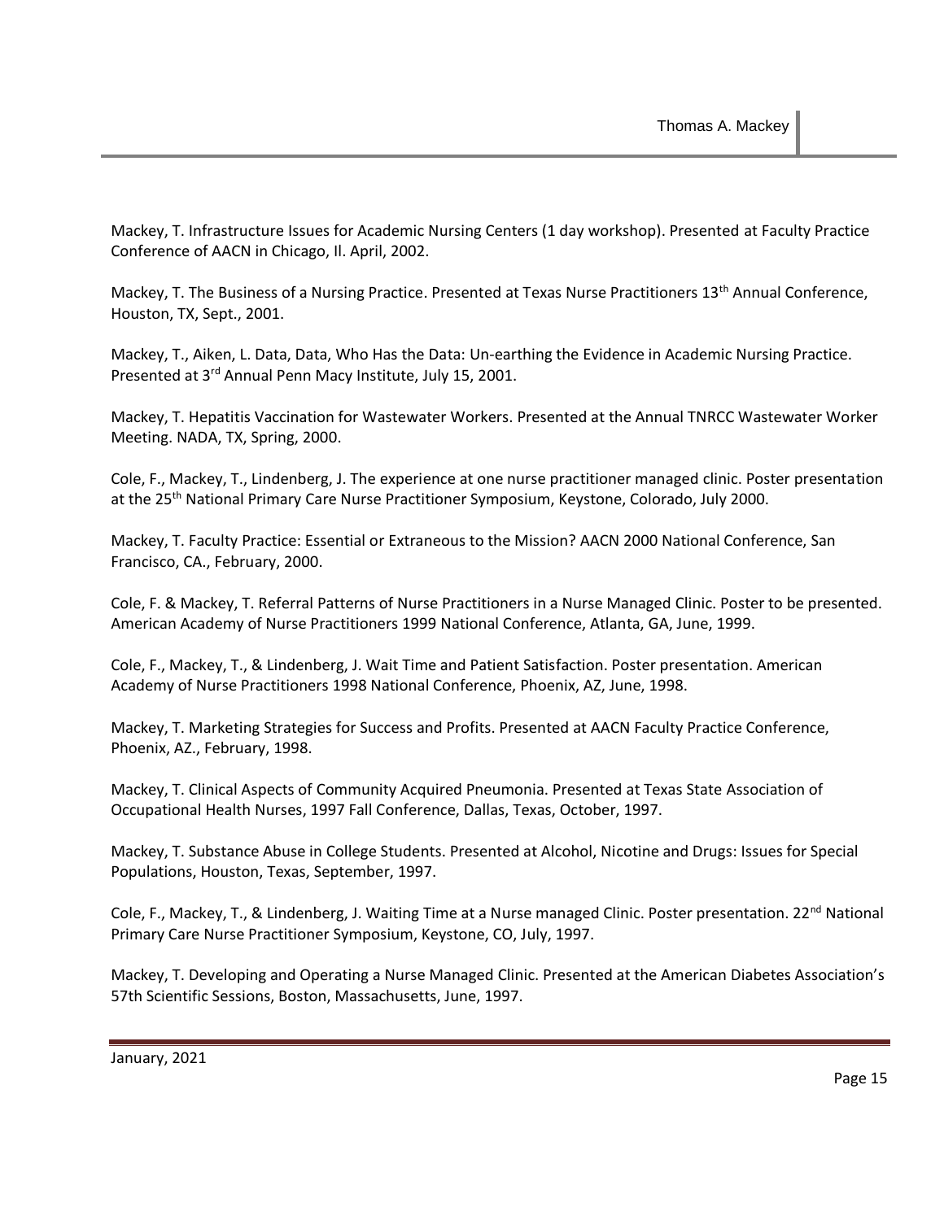Mackey, T. Infrastructure Issues for Academic Nursing Centers (1 day workshop). Presented at Faculty Practice Conference of AACN in Chicago, Il. April, 2002.

Mackey, T. The Business of a Nursing Practice. Presented at Texas Nurse Practitioners 13th Annual Conference, Houston, TX, Sept., 2001.

Mackey, T., Aiken, L. Data, Data, Who Has the Data: Un-earthing the Evidence in Academic Nursing Practice. Presented at 3rd Annual Penn Macy Institute, July 15, 2001.

Mackey, T. Hepatitis Vaccination for Wastewater Workers. Presented at the Annual TNRCC Wastewater Worker Meeting. NADA, TX, Spring, 2000.

Cole, F., Mackey, T., Lindenberg, J. The experience at one nurse practitioner managed clinic. Poster presentation at the 25th National Primary Care Nurse Practitioner Symposium, Keystone, Colorado, July 2000.

Mackey, T. Faculty Practice: Essential or Extraneous to the Mission? AACN 2000 National Conference, San Francisco, CA., February, 2000.

Cole, F. & Mackey, T. Referral Patterns of Nurse Practitioners in a Nurse Managed Clinic. Poster to be presented. American Academy of Nurse Practitioners 1999 National Conference, Atlanta, GA, June, 1999.

Cole, F., Mackey, T., & Lindenberg, J. Wait Time and Patient Satisfaction. Poster presentation. American Academy of Nurse Practitioners 1998 National Conference, Phoenix, AZ, June, 1998.

Mackey, T. Marketing Strategies for Success and Profits. Presented at AACN Faculty Practice Conference, Phoenix, AZ., February, 1998.

Mackey, T. Clinical Aspects of Community Acquired Pneumonia. Presented at Texas State Association of Occupational Health Nurses, 1997 Fall Conference, Dallas, Texas, October, 1997.

Mackey, T. Substance Abuse in College Students. Presented at Alcohol, Nicotine and Drugs: Issues for Special Populations, Houston, Texas, September, 1997.

Cole, F., Mackey, T., & Lindenberg, J. Waiting Time at a Nurse managed Clinic. Poster presentation. 22nd National Primary Care Nurse Practitioner Symposium, Keystone, CO, July, 1997.

Mackey, T. Developing and Operating a Nurse Managed Clinic. Presented at the American Diabetes Association's 57th Scientific Sessions, Boston, Massachusetts, June, 1997.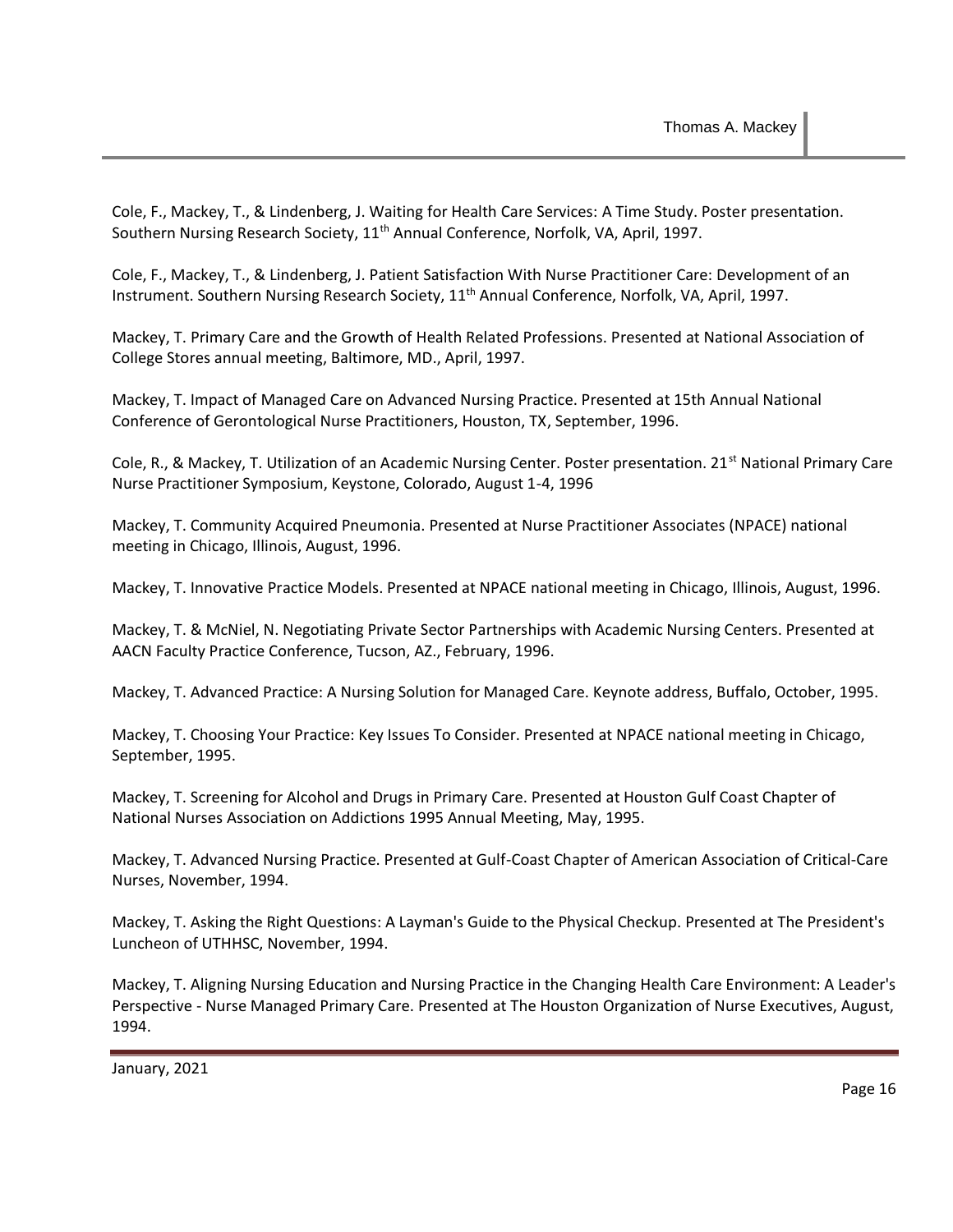Cole, F., Mackey, T., & Lindenberg, J. Waiting for Health Care Services: A Time Study. Poster presentation. Southern Nursing Research Society, 11th Annual Conference, Norfolk, VA, April, 1997.

Cole, F., Mackey, T., & Lindenberg, J. Patient Satisfaction With Nurse Practitioner Care: Development of an Instrument. Southern Nursing Research Society, 11th Annual Conference, Norfolk, VA, April, 1997.

Mackey, T. Primary Care and the Growth of Health Related Professions. Presented at National Association of College Stores annual meeting, Baltimore, MD., April, 1997.

Mackey, T. Impact of Managed Care on Advanced Nursing Practice. Presented at 15th Annual National Conference of Gerontological Nurse Practitioners, Houston, TX, September, 1996.

Cole, R., & Mackey, T. Utilization of an Academic Nursing Center. Poster presentation. 21st National Primary Care Nurse Practitioner Symposium, Keystone, Colorado, August 1-4, 1996

Mackey, T. Community Acquired Pneumonia. Presented at Nurse Practitioner Associates (NPACE) national meeting in Chicago, Illinois, August, 1996.

Mackey, T. Innovative Practice Models. Presented at NPACE national meeting in Chicago, Illinois, August, 1996.

Mackey, T. & McNiel, N. Negotiating Private Sector Partnerships with Academic Nursing Centers. Presented at AACN Faculty Practice Conference, Tucson, AZ., February, 1996.

Mackey, T. Advanced Practice: A Nursing Solution for Managed Care. Keynote address, Buffalo, October, 1995.

Mackey, T. Choosing Your Practice: Key Issues To Consider. Presented at NPACE national meeting in Chicago, September, 1995.

Mackey, T. Screening for Alcohol and Drugs in Primary Care. Presented at Houston Gulf Coast Chapter of National Nurses Association on Addictions 1995 Annual Meeting, May, 1995.

Mackey, T. Advanced Nursing Practice. Presented at Gulf-Coast Chapter of American Association of Critical-Care Nurses, November, 1994.

Mackey, T. Asking the Right Questions: A Layman's Guide to the Physical Checkup. Presented at The President's Luncheon of UTHHSC, November, 1994.

Mackey, T. Aligning Nursing Education and Nursing Practice in the Changing Health Care Environment: A Leader's Perspective - Nurse Managed Primary Care. Presented at The Houston Organization of Nurse Executives, August, 1994.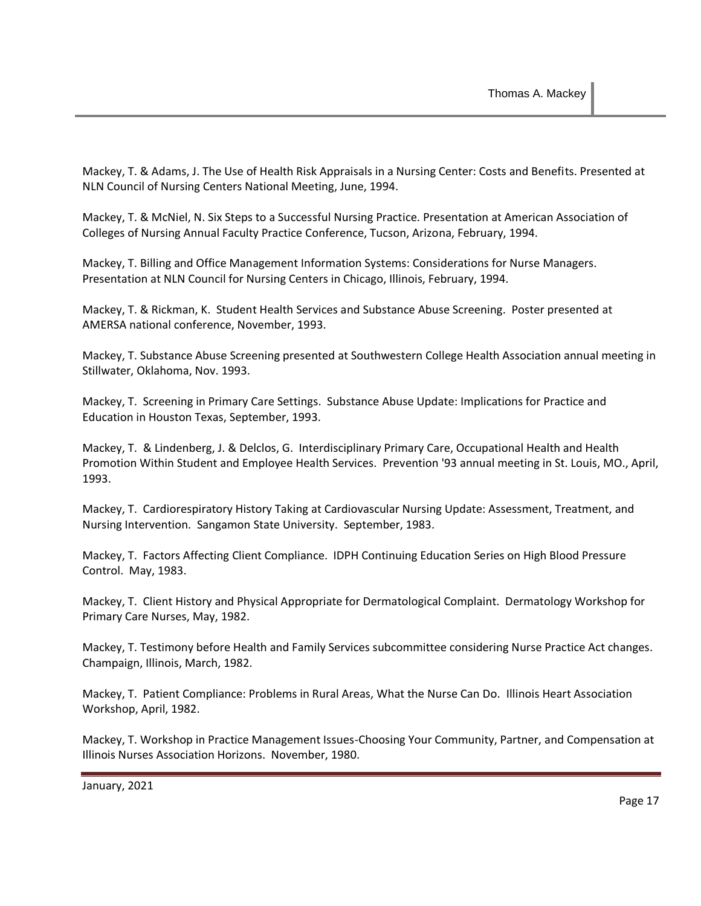Mackey, T. & Adams, J. The Use of Health Risk Appraisals in a Nursing Center: Costs and Benefits. Presented at NLN Council of Nursing Centers National Meeting, June, 1994.

Mackey, T. & McNiel, N. Six Steps to a Successful Nursing Practice. Presentation at American Association of Colleges of Nursing Annual Faculty Practice Conference, Tucson, Arizona, February, 1994.

Mackey, T. Billing and Office Management Information Systems: Considerations for Nurse Managers. Presentation at NLN Council for Nursing Centers in Chicago, Illinois, February, 1994.

Mackey, T. & Rickman, K. Student Health Services and Substance Abuse Screening. Poster presented at AMERSA national conference, November, 1993.

Mackey, T. Substance Abuse Screening presented at Southwestern College Health Association annual meeting in Stillwater, Oklahoma, Nov. 1993.

Mackey, T. Screening in Primary Care Settings. Substance Abuse Update: Implications for Practice and Education in Houston Texas, September, 1993.

Mackey, T. & Lindenberg, J. & Delclos, G. Interdisciplinary Primary Care, Occupational Health and Health Promotion Within Student and Employee Health Services. Prevention '93 annual meeting in St. Louis, MO., April, 1993.

Mackey, T. Cardiorespiratory History Taking at Cardiovascular Nursing Update: Assessment, Treatment, and Nursing Intervention. Sangamon State University. September, 1983.

Mackey, T. Factors Affecting Client Compliance. IDPH Continuing Education Series on High Blood Pressure Control. May, 1983.

Mackey, T. Client History and Physical Appropriate for Dermatological Complaint. Dermatology Workshop for Primary Care Nurses, May, 1982.

Mackey, T. Testimony before Health and Family Services subcommittee considering Nurse Practice Act changes. Champaign, Illinois, March, 1982.

Mackey, T. Patient Compliance: Problems in Rural Areas, What the Nurse Can Do. Illinois Heart Association Workshop, April, 1982.

Mackey, T. Workshop in Practice Management Issues-Choosing Your Community, Partner, and Compensation at Illinois Nurses Association Horizons. November, 1980.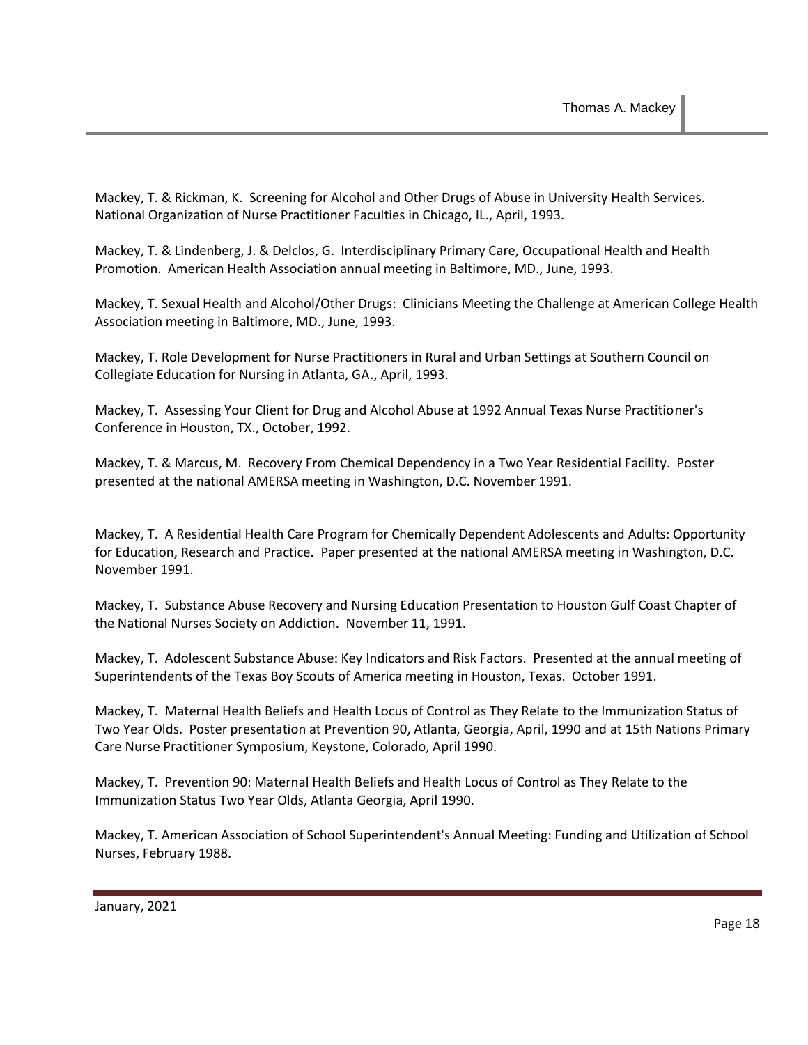Mackey, T. & Rickman, K. Screening for Alcohol and Other Drugs of Abuse in University Health Services. National Organization of Nurse Practitioner Faculties in Chicago, IL., April, 1993.

Mackey, T. & Lindenberg, J. & Delclos, G. Interdisciplinary Primary Care, Occupational Health and Health Promotion. American Health Association annual meeting in Baltimore, MD., June, 1993.

Mackey, T. Sexual Health and Alcohol/Other Drugs: Clinicians Meeting the Challenge at American College Health Association meeting in Baltimore, MD., June, 1993.

Mackey, T. Role Development for Nurse Practitioners in Rural and Urban Settings at Southern Council on Collegiate Education for Nursing in Atlanta, GA., April, 1993.

Mackey, T. Assessing Your Client for Drug and Alcohol Abuse at 1992 Annual Texas Nurse Practitioner's Conference in Houston, TX., October, 1992.

Mackey, T. & Marcus, M. Recovery From Chemical Dependency in a Two Year Residential Facility. Poster presented at the national AMERSA meeting in Washington, D.C. November 1991.

Mackey, T. A Residential Health Care Program for Chemically Dependent Adolescents and Adults: Opportunity for Education, Research and Practice. Paper presented at the national AMERSA meeting in Washington, D.C. November 1991.

Mackey, T. Substance Abuse Recovery and Nursing Education Presentation to Houston Gulf Coast Chapter of the National Nurses Society on Addiction. November 11, 1991.

Mackey, T. Adolescent Substance Abuse: Key Indicators and Risk Factors. Presented at the annual meeting of Superintendents of the Texas Boy Scouts of America meeting in Houston, Texas. October 1991.

Mackey, T. Maternal Health Beliefs and Health Locus of Control as They Relate to the Immunization Status of Two Year Olds. Poster presentation at Prevention 90, Atlanta, Georgia, April, 1990 and at 15th Nations Primary Care Nurse Practitioner Symposium, Keystone, Colorado, April 1990.

Mackey, T. Prevention 90: Maternal Health Beliefs and Health Locus of Control as They Relate to the Immunization Status Two Year Olds, Atlanta Georgia, April 1990.

Mackey, T. American Association of School Superintendent's Annual Meeting: Funding and Utilization of School Nurses, February 1988.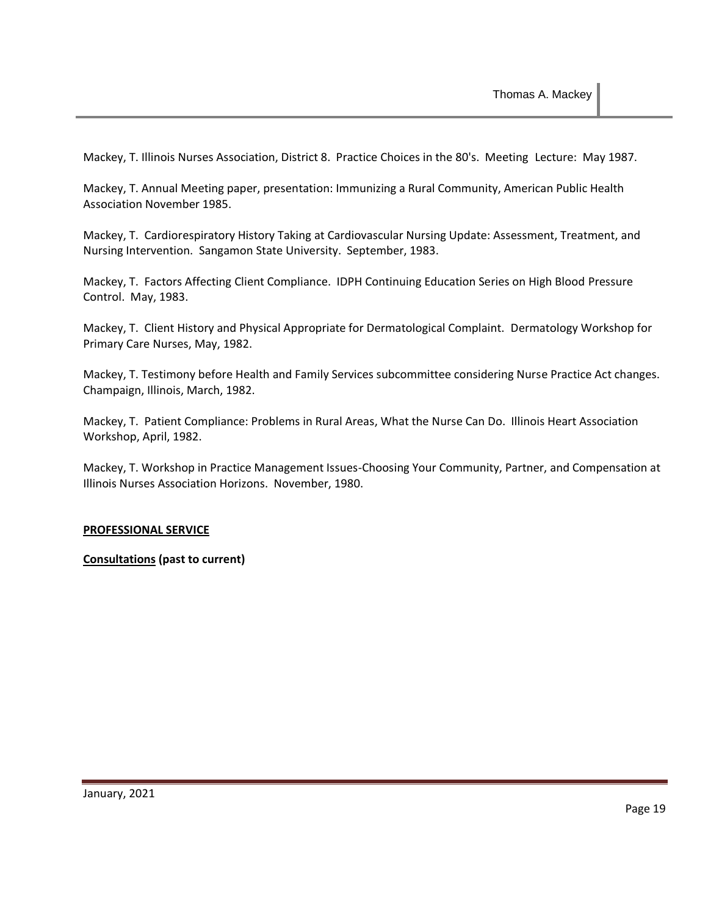Mackey, T. Illinois Nurses Association, District 8. Practice Choices in the 80's. Meeting Lecture: May 1987.

Mackey, T. Annual Meeting paper, presentation: Immunizing a Rural Community, American Public Health Association November 1985.

Mackey, T. Cardiorespiratory History Taking at Cardiovascular Nursing Update: Assessment, Treatment, and Nursing Intervention. Sangamon State University. September, 1983.

Mackey, T. Factors Affecting Client Compliance. IDPH Continuing Education Series on High Blood Pressure Control. May, 1983.

Mackey, T. Client History and Physical Appropriate for Dermatological Complaint. Dermatology Workshop for Primary Care Nurses, May, 1982.

Mackey, T. Testimony before Health and Family Services subcommittee considering Nurse Practice Act changes. Champaign, Illinois, March, 1982.

Mackey, T. Patient Compliance: Problems in Rural Areas, What the Nurse Can Do. Illinois Heart Association Workshop, April, 1982.

Mackey, T. Workshop in Practice Management Issues-Choosing Your Community, Partner, and Compensation at Illinois Nurses Association Horizons. November, 1980.

**PROFESSIONAL SERVICE**

**Consultations (past to current)**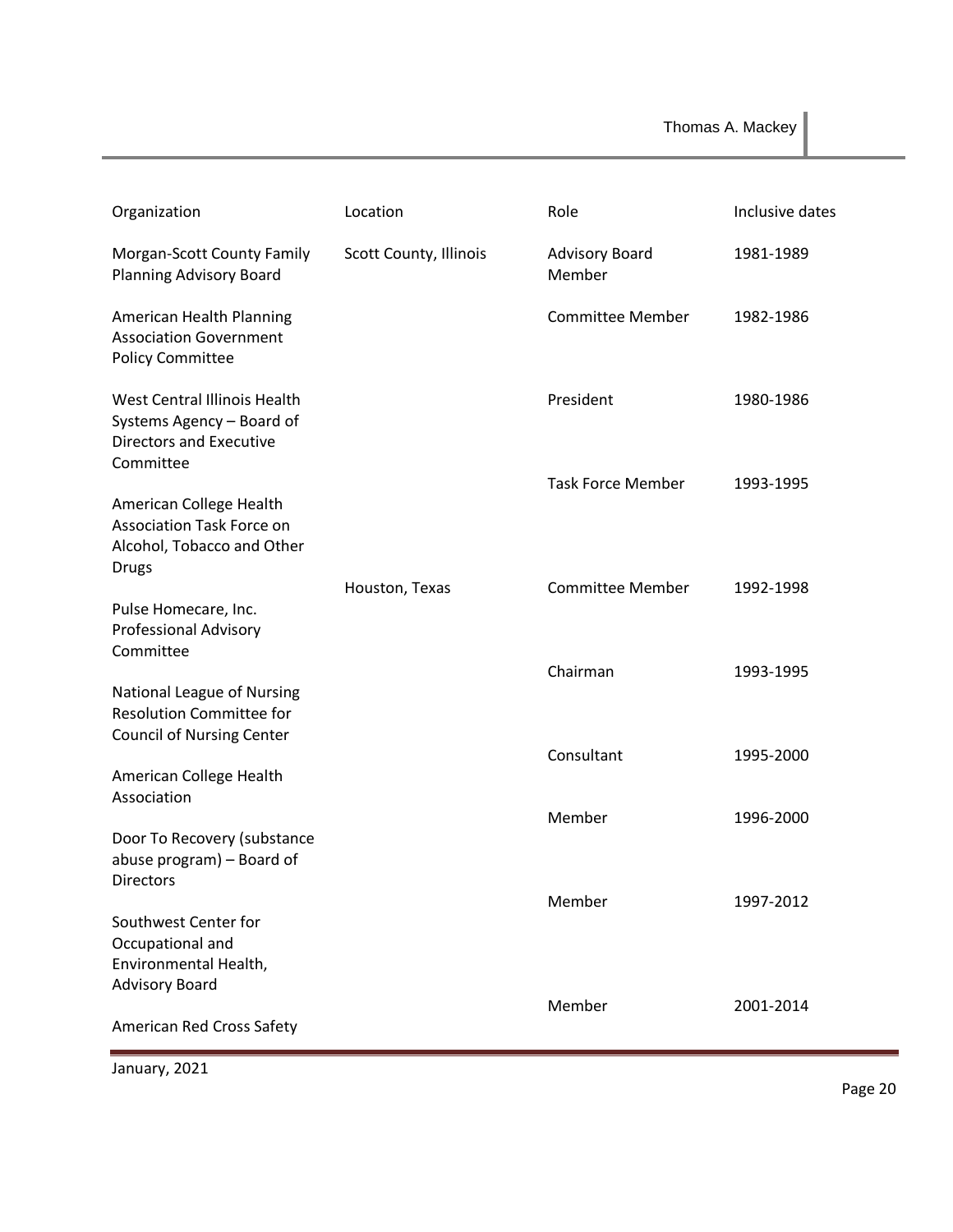| Organization | Location | Role | Inclusive dates |
|---|---|---|---|
| Morgan-Scott County Family Planning Advisory Board | Scott County, Illinois | Advisory Board Member | 1981-1989 |
| American Health Planning Association Government Policy Committee | | Committee Member | 1982-1986 |
| West Central Illinois Health Systems Agency – Board of Directors and Executive Committee | | President | 1980-1986 |
| American College Health Association Task Force on Alcohol, Tobacco and Other Drugs | | Task Force Member | 1993-1995 |
| Pulse Homecare, Inc. Professional Advisory Committee | Houston, Texas | Committee Member | 1992-1998 |
| National League of Nursing Resolution Committee for Council of Nursing Center | | Chairman | 1993-1995 |
| American College Health Association | | Consultant | 1995-2000 |
| Door To Recovery (substance abuse program) – Board of Directors | | Member | 1996-2000 |
| Southwest Center for Occupational and Environmental Health, Advisory Board | | Member | 1997-2012 |
| American Red Cross Safety | | Member | 2001-2014 |

January, 2021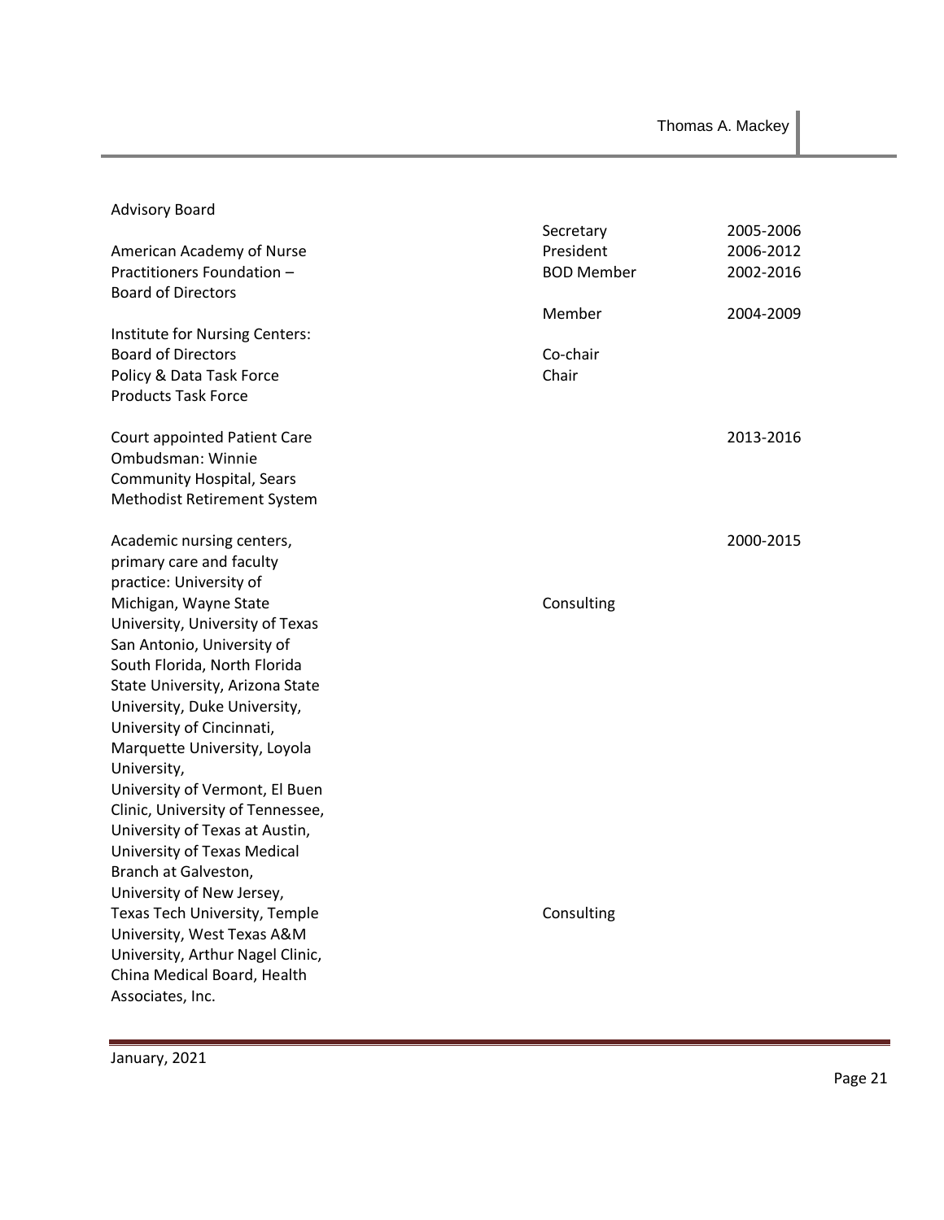Advisory Board

| | | |
|---|---|---|
| American Academy of Nurse Practitioners Foundation – Board of Directors | Secretary | 2005-2006 |
| | President | 2006-2012 |
| | BOD Member | 2002-2016 |
| Institute for Nursing Centers: Board of Directors | Member | 2004-2009 |
| Policy & Data Task Force | Co-chair | |
| Products Task Force | Chair | |
| Court appointed Patient Care Ombudsman: Winnie Community Hospital, Sears Methodist Retirement System | | 2013-2016 |
| Academic nursing centers, primary care and faculty practice: University of Michigan, Wayne State University, University of Texas San Antonio, University of South Florida, North Florida State University, Arizona State University, Duke University, University of Cincinnati, Marquette University, Loyola University, University of Vermont, El Buen Clinic, University of Tennessee, University of Texas at Austin, University of Texas Medical Branch at Galveston, University of New Jersey, Texas Tech University, Temple University, West Texas A&M University, Arthur Nagel Clinic, China Medical Board, Health Associates, Inc. | Consulting | 2000-2015 |
| | Consulting | |

January, 2021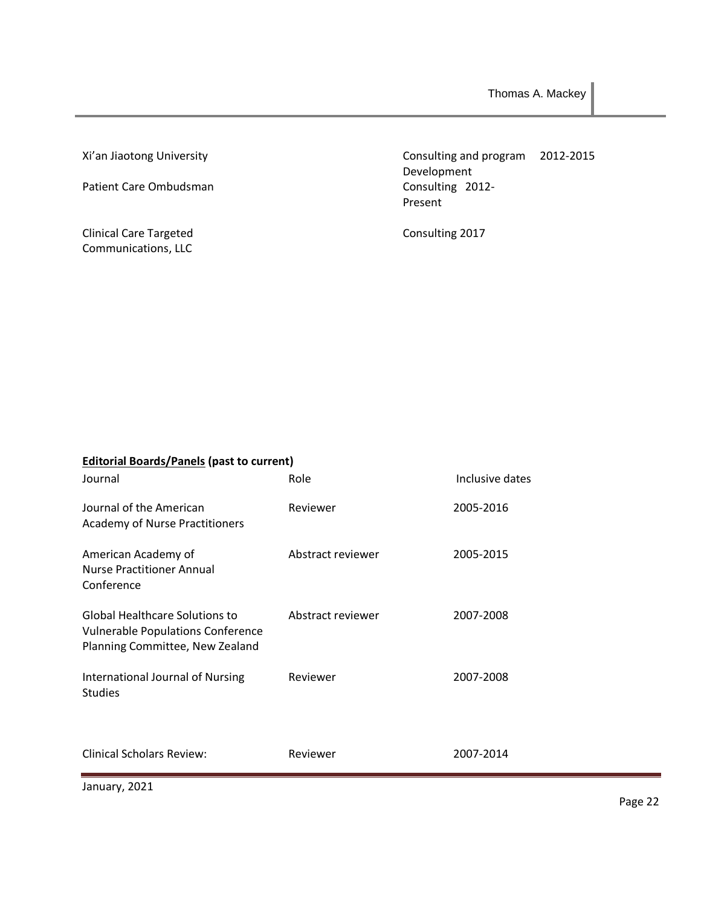| | | |
|---|---|---|
| Xi'an Jiaotong University | Consulting and program Development | 2012-2015 |
| Patient Care Ombudsman | Consulting 2012-Present | |
| Clinical Care Targeted Communications, LLC | Consulting 2017 | |

**Editorial Boards/Panels (past to current)**

| Journal | Role | Inclusive dates |
|---|---|---|
| Journal of the American Academy of Nurse Practitioners | Reviewer | 2005-2016 |
| American Academy of Nurse Practitioner Annual Conference | Abstract reviewer | 2005-2015 |
| Global Healthcare Solutions to Vulnerable Populations Conference Planning Committee, New Zealand | Abstract reviewer | 2007-2008 |
| International Journal of Nursing Studies | Reviewer | 2007-2008 |
| Clinical Scholars Review: | Reviewer | 2007-2014 |

January, 2021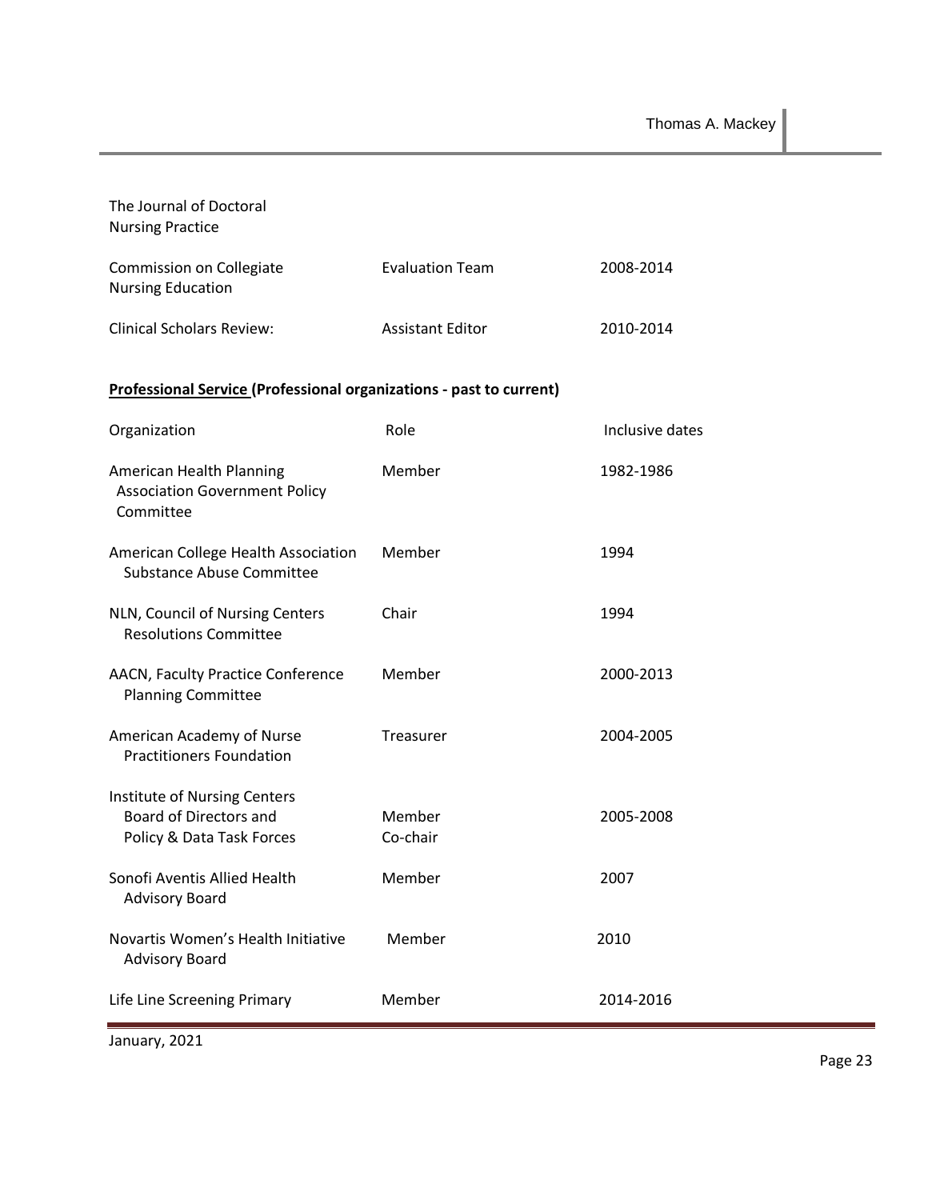| | | |
|---|---|---|
| The Journal of Doctoral Nursing Practice | | |
| Commission on Collegiate Nursing Education | Evaluation Team | 2008-2014 |
| Clinical Scholars Review: | Assistant Editor | 2010-2014 |

**<u>Professional Service</u> (Professional organizations - past to current)**

| Organization | Role | Inclusive dates |
|---|---|---|
| American Health Planning Association Government Policy Committee | Member | 1982-1986 |
| American College Health Association Substance Abuse Committee | Member | 1994 |
| NLN, Council of Nursing Centers Resolutions Committee | Chair | 1994 |
| AACN, Faculty Practice Conference Planning Committee | Member | 2000-2013 |
| American Academy of Nurse Practitioners Foundation | Treasurer | 2004-2005 |
| Institute of Nursing Centers Board of Directors and Policy & Data Task Forces | Member<br>Co-chair | 2005-2008 |
| Sonofi Aventis Allied Health Advisory Board | Member | 2007 |
| Novartis Women's Health Initiative Advisory Board | Member | 2010 |
| Life Line Screening Primary | Member | 2014-2016 |

January, 2021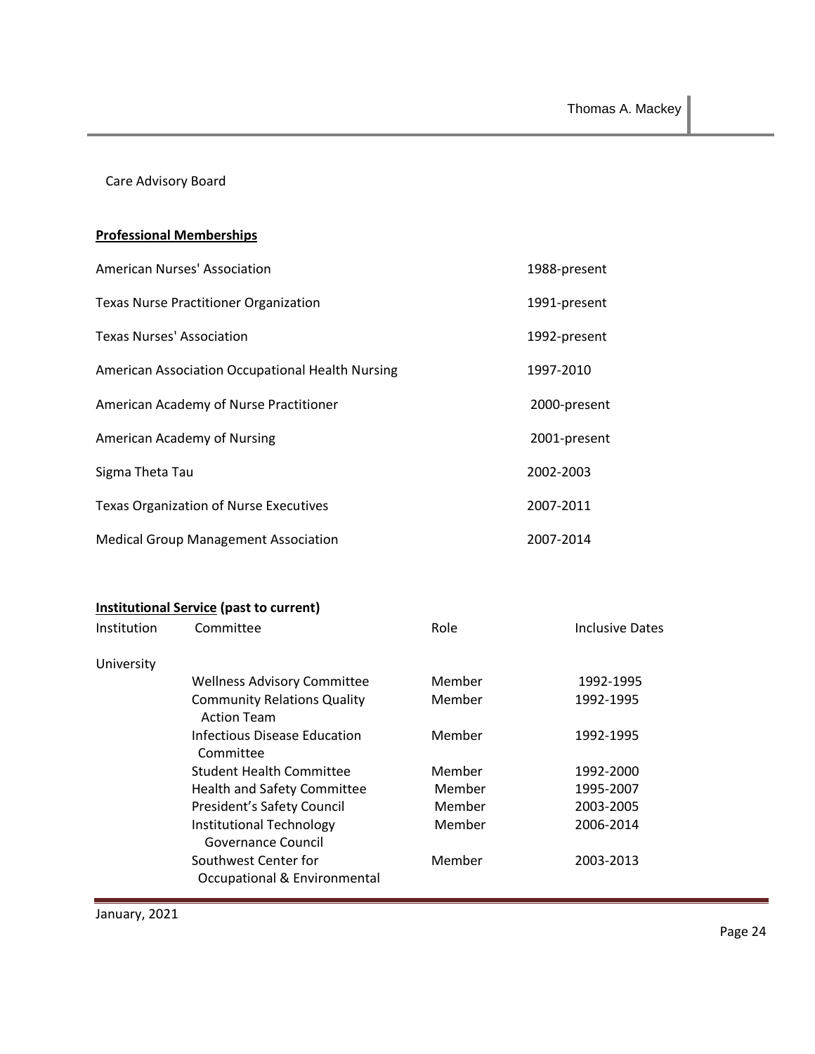Care Advisory Board

**Professional Memberships**

| | |
|---|---|
| American Nurses' Association | 1988-present |
| Texas Nurse Practitioner Organization | 1991-present |
| Texas Nurses' Association | 1992-present |
| American Association Occupational Health Nursing | 1997-2010 |
| American Academy of Nurse Practitioner | 2000-present |
| American Academy of Nursing | 2001-present |
| Sigma Theta Tau | 2002-2003 |
| Texas Organization of Nurse Executives | 2007-2011 |
| Medical Group Management Association | 2007-2014 |

**Institutional Service (past to current)**

| Institution | Committee | Role | Inclusive Dates |
|---|---|---|---|
| University | | | |
| | Wellness Advisory Committee | Member | 1992-1995 |
| | Community Relations Quality Action Team | Member | 1992-1995 |
| | Infectious Disease Education Committee | Member | 1992-1995 |
| | Student Health Committee | Member | 1992-2000 |
| | Health and Safety Committee | Member | 1995-2007 |
| | President's Safety Council | Member | 2003-2005 |
| | Institutional Technology Governance Council | Member | 2006-2014 |
| | Southwest Center for Occupational & Environmental | Member | 2003-2013 |

January, 2021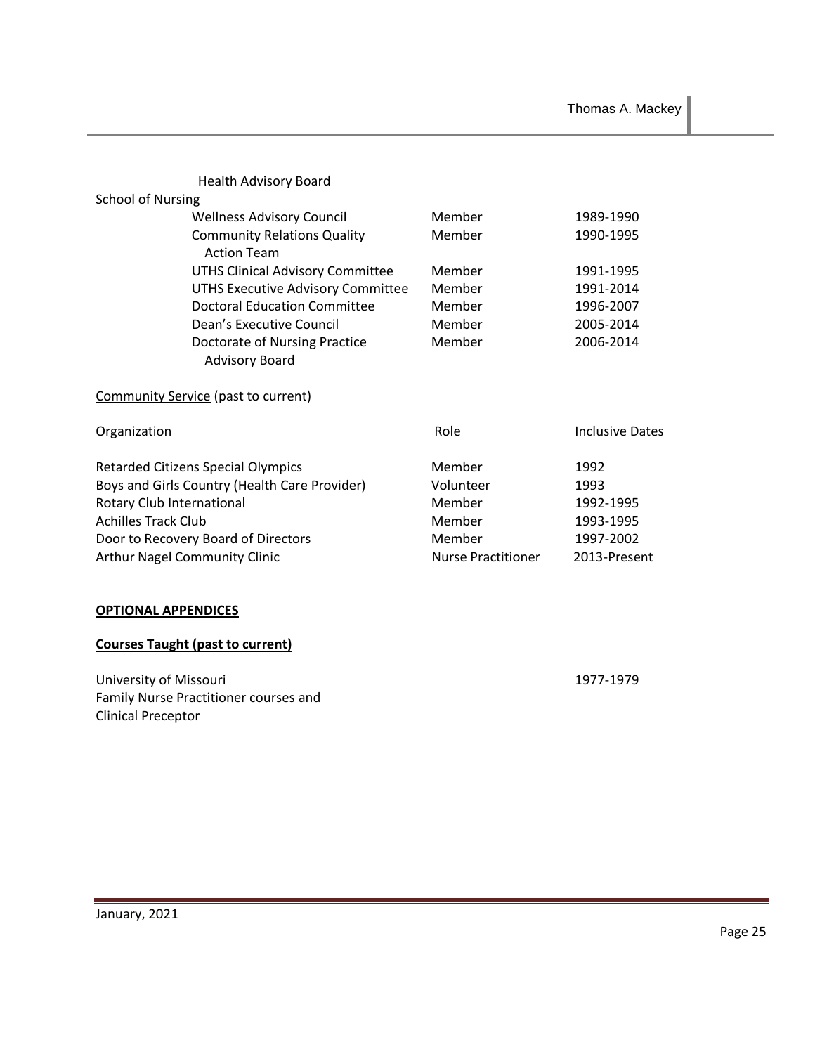| | | |
|---|---|---|
| Health Advisory Board | | |
| School of Nursing | | |
| Wellness Advisory Council | Member | 1989-1990 |
| Community Relations Quality Action Team | Member | 1990-1995 |
| UTHS Clinical Advisory Committee | Member | 1991-1995 |
| UTHS Executive Advisory Committee | Member | 1991-2014 |
| Doctoral Education Committee | Member | 1996-2007 |
| Dean's Executive Council | Member | 2005-2014 |
| Doctorate of Nursing Practice Advisory Board | Member | 2006-2014 |

Community Service (past to current)

| Organization | Role | Inclusive Dates |
|---|---|---|
| Retarded Citizens Special Olympics | Member | 1992 |
| Boys and Girls Country (Health Care Provider) | Volunteer | 1993 |
| Rotary Club International | Member | 1992-1995 |
| Achilles Track Club | Member | 1993-1995 |
| Door to Recovery Board of Directors | Member | 1997-2002 |
| Arthur Nagel Community Clinic | Nurse Practitioner | 2013-Present |

**OPTIONAL APPENDICES**

**Courses Taught (past to current)**

| | |
|---|---|
| University of Missouri<br>Family Nurse Practitioner courses and<br>Clinical Preceptor | 1977-1979 |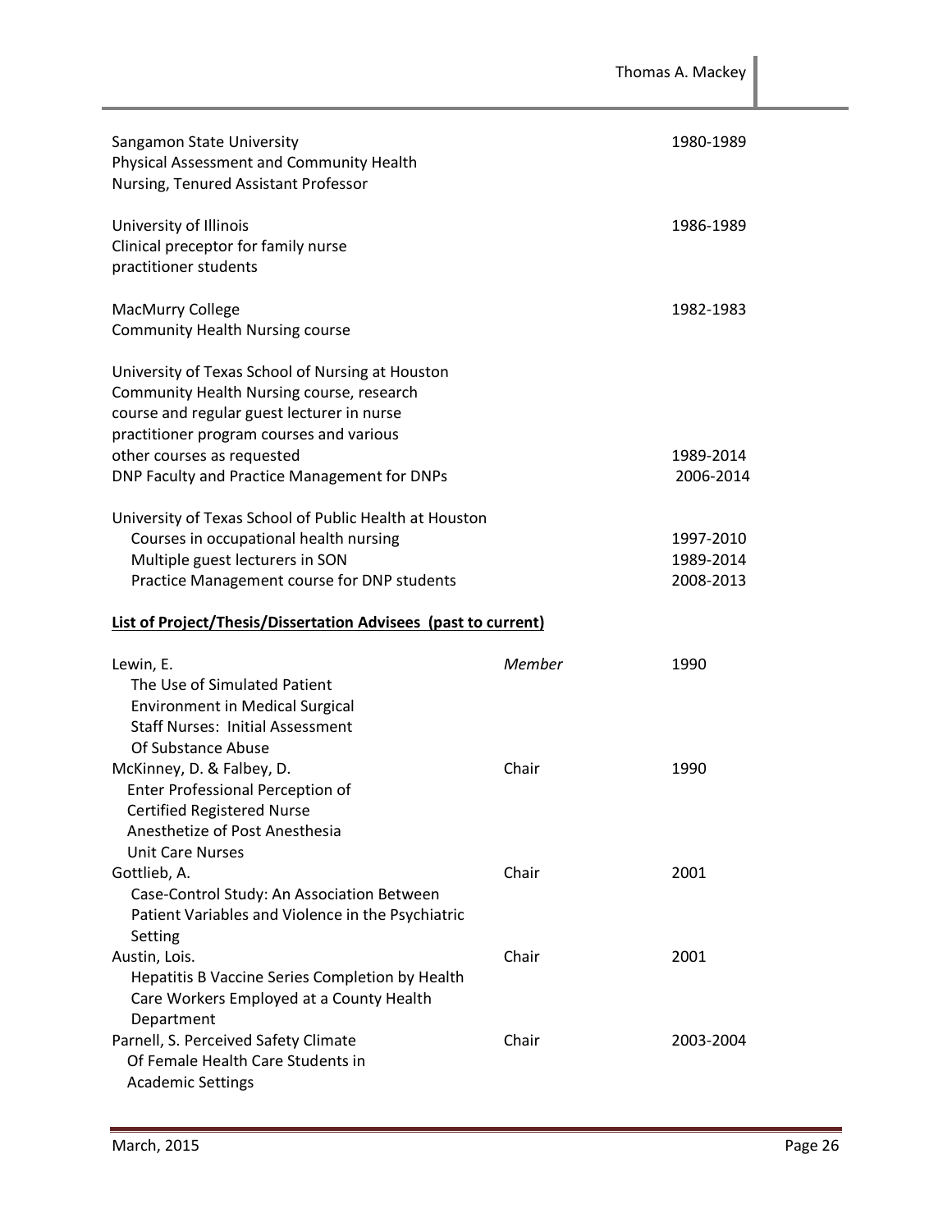Sangamon State University
Physical Assessment and Community Health
Nursing, Tenured Assistant Professor — 1980-1989

University of Illinois
Clinical preceptor for family nurse
practitioner students — 1986-1989

MacMurry College
Community Health Nursing course — 1982-1983

University of Texas School of Nursing at Houston
Community Health Nursing course, research
course and regular guest lecturer in nurse
practitioner program courses and various
other courses as requested — 1989-2014
DNP Faculty and Practice Management for DNPs — 2006-2014

University of Texas School of Public Health at Houston
- Courses in occupational health nursing — 1997-2010
- Multiple guest lecturers in SON — 1989-2014
- Practice Management course for DNP students — 2008-2013

**List of Project/Thesis/Dissertation Advisees (past to current)**

| Advisee / Title | Role | Year |
|---|---|---|
| Lewin, E. The Use of Simulated Patient Environment in Medical Surgical Staff Nurses: Initial Assessment Of Substance Abuse | *Member* | 1990 |
| McKinney, D. & Falbey, D. Enter Professional Perception of Certified Registered Nurse Anesthetize of Post Anesthesia Unit Care Nurses | Chair | 1990 |
| Gottlieb, A. Case-Control Study: An Association Between Patient Variables and Violence in the Psychiatric Setting | Chair | 2001 |
| Austin, Lois. Hepatitis B Vaccine Series Completion by Health Care Workers Employed at a County Health Department | Chair | 2001 |
| Parnell, S. Perceived Safety Climate Of Female Health Care Students in Academic Settings | Chair | 2003-2004 |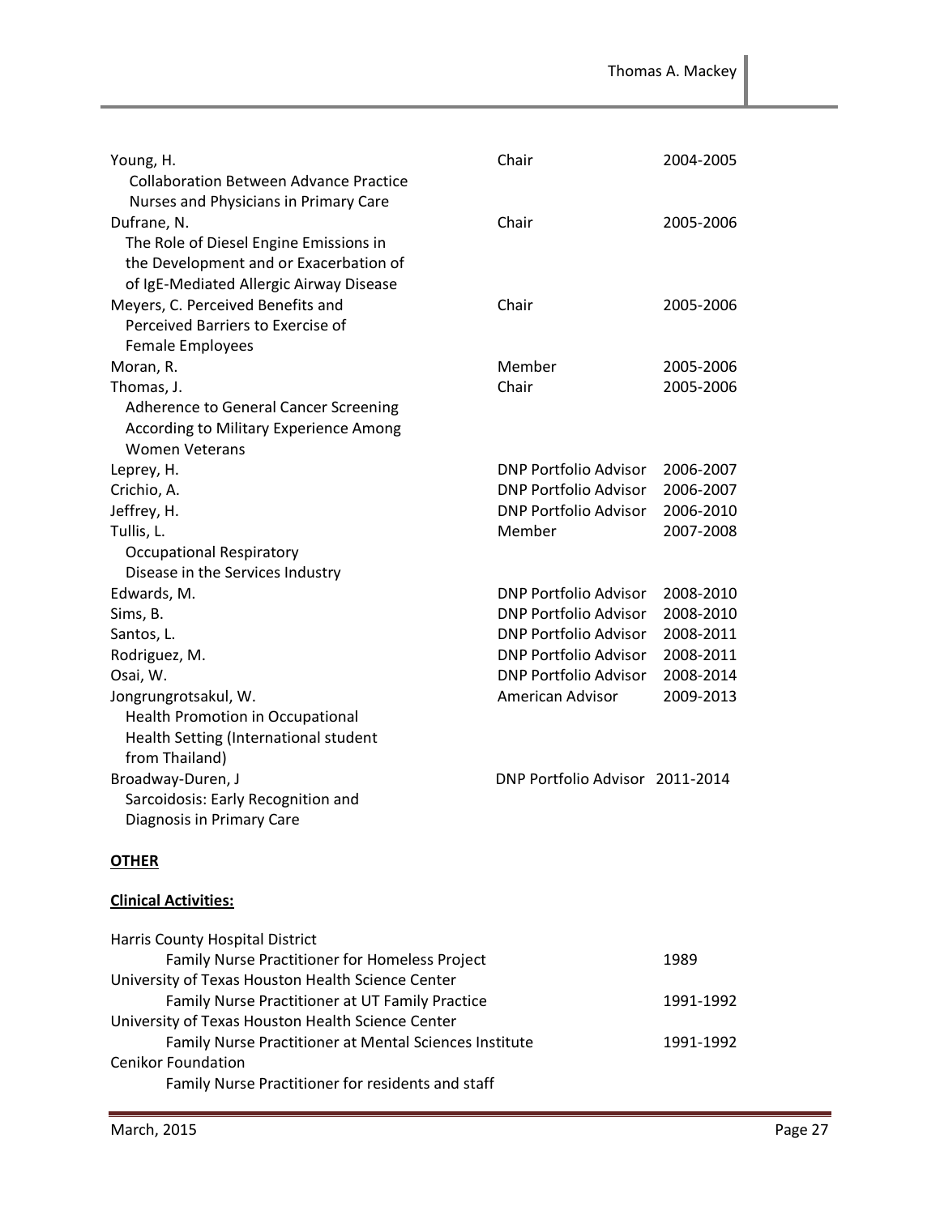| | | |
|---|---|---|
| Young, H.<br>Collaboration Between Advance Practice Nurses and Physicians in Primary Care | Chair | 2004-2005 |
| Dufrane, N.<br>The Role of Diesel Engine Emissions in the Development and or Exacerbation of IgE-Mediated Allergic Airway Disease | Chair | 2005-2006 |
| Meyers, C. Perceived Benefits and Perceived Barriers to Exercise of Female Employees | Chair | 2005-2006 |
| Moran, R. | Member | 2005-2006 |
| Thomas, J.<br>Adherence to General Cancer Screening According to Military Experience Among Women Veterans | Chair | 2005-2006 |
| Leprey, H. | DNP Portfolio Advisor | 2006-2007 |
| Crichio, A. | DNP Portfolio Advisor | 2006-2007 |
| Jeffrey, H. | DNP Portfolio Advisor | 2006-2010 |
| Tullis, L.<br>Occupational Respiratory Disease in the Services Industry | Member | 2007-2008 |
| Edwards, M. | DNP Portfolio Advisor | 2008-2010 |
| Sims, B. | DNP Portfolio Advisor | 2008-2010 |
| Santos, L. | DNP Portfolio Advisor | 2008-2011 |
| Rodriguez, M. | DNP Portfolio Advisor | 2008-2011 |
| Osai, W. | DNP Portfolio Advisor | 2008-2014 |
| Jongrungrotsakul, W.<br>Health Promotion in Occupational Health Setting (International student from Thailand) | American Advisor | 2009-2013 |
| Broadway-Duren, J<br>Sarcoidosis: Early Recognition and Diagnosis in Primary Care | DNP Portfolio Advisor | 2011-2014 |

## **OTHER**

**Clinical Activities:**

| | |
|---|---|
| Harris County Hospital District<br>Family Nurse Practitioner for Homeless Project | 1989 |
| University of Texas Houston Health Science Center<br>Family Nurse Practitioner at UT Family Practice | 1991-1992 |
| University of Texas Houston Health Science Center<br>Family Nurse Practitioner at Mental Sciences Institute | 1991-1992 |
| Cenikor Foundation<br>Family Nurse Practitioner for residents and staff | |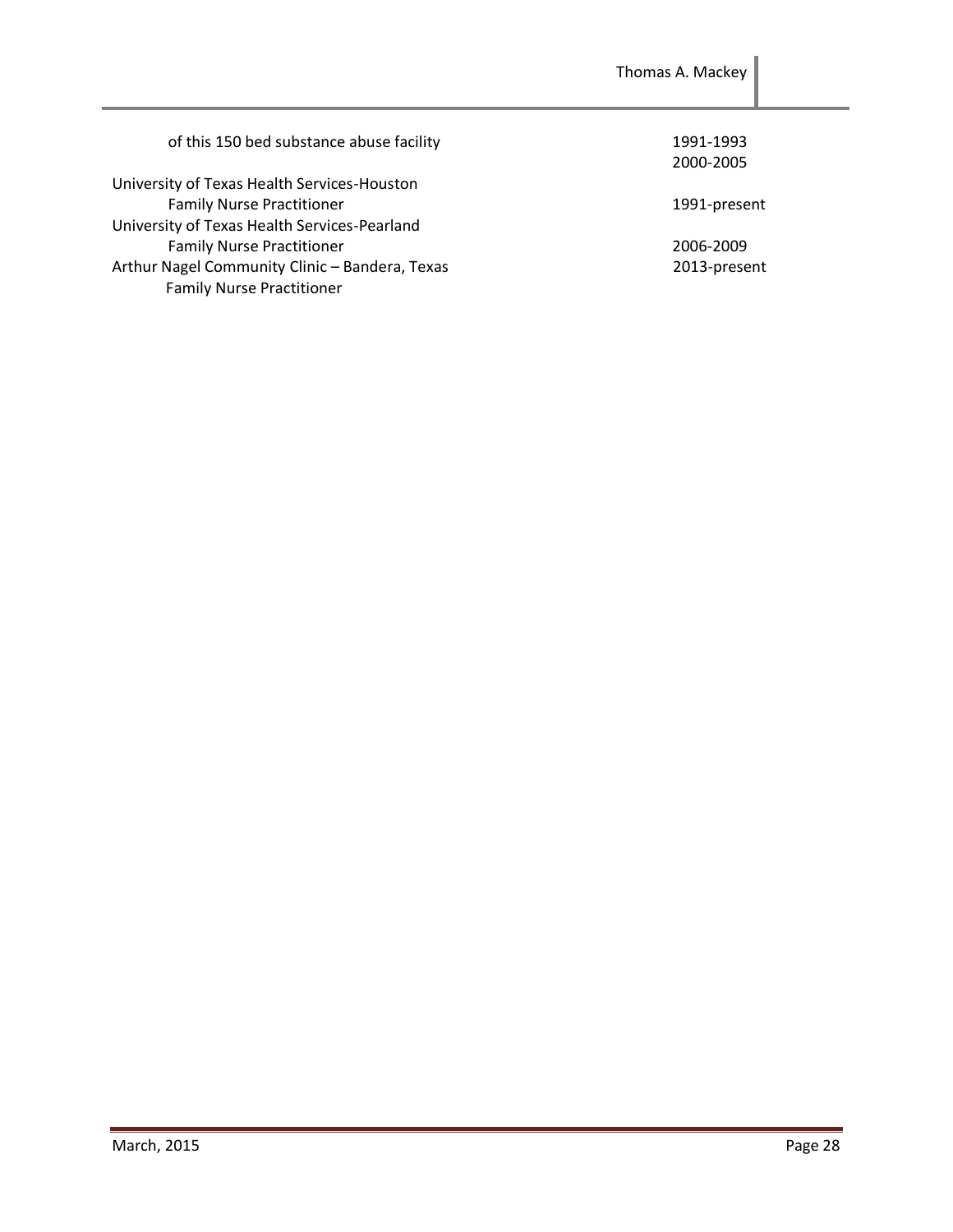| | |
|---|---|
| of this 150 bed substance abuse facility | 1991-1993<br>2000-2005 |
| University of Texas Health Services-Houston<br>Family Nurse Practitioner | 1991-present |
| University of Texas Health Services-Pearland<br>Family Nurse Practitioner | 2006-2009 |
| Arthur Nagel Community Clinic – Bandera, Texas<br>Family Nurse Practitioner | 2013-present |